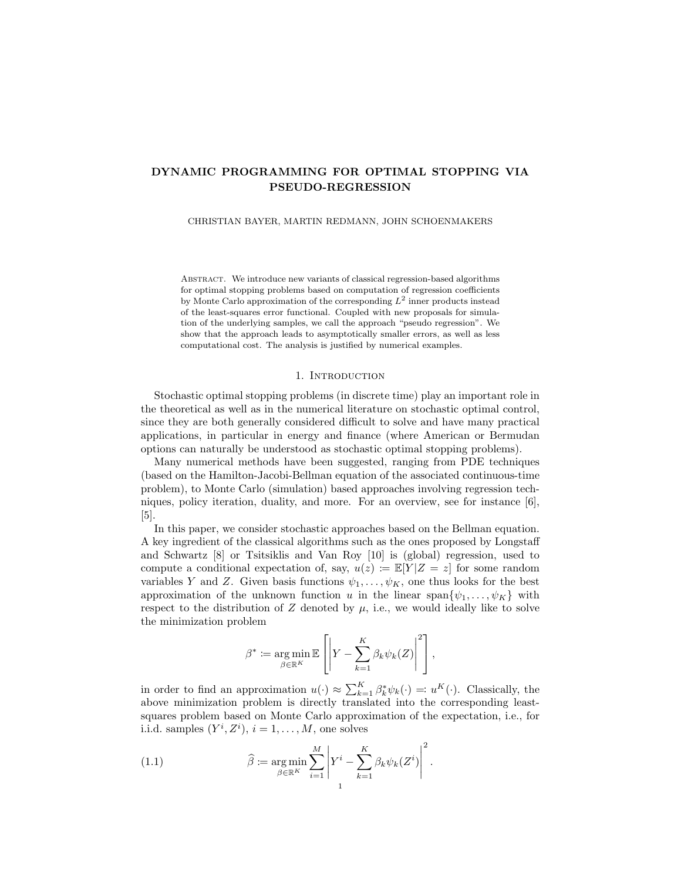# DYNAMIC PROGRAMMING FOR OPTIMAL STOPPING VIA PSEUDO-REGRESSION

CHRISTIAN BAYER, MARTIN REDMANN, JOHN SCHOENMAKERS

Abstract. We introduce new variants of classical regression-based algorithms for optimal stopping problems based on computation of regression coefficients by Monte Carlo approximation of the corresponding $L^2$ inner products instead of the least-squares error functional. Coupled with new proposals for simulation of the underlying samples, we call the approach "pseudo regression". We show that the approach leads to asymptotically smaller errors, as well as less computational cost. The analysis is justified by numerical examples.

## 1. Introduction

Stochastic optimal stopping problems (in discrete time) play an important role in the theoretical as well as in the numerical literature on stochastic optimal control, since they are both generally considered difficult to solve and have many practical applications, in particular in energy and finance (where American or Bermudan options can naturally be understood as stochastic optimal stopping problems).

Many numerical methods have been suggested, ranging from PDE techniques (based on the Hamilton-Jacobi-Bellman equation of the associated continuous-time problem), to Monte Carlo (simulation) based approaches involving regression techniques, policy iteration, duality, and more. For an overview, see for instance [6], [5].

In this paper, we consider stochastic approaches based on the Bellman equation. A key ingredient of the classical algorithms such as the ones proposed by Longstaff and Schwartz [8] or Tsitsiklis and Van Roy [10] is (global) regression, used to compute a conditional expectation of, say, $u(z) := \mathbb{E}[Y|Z = z]$ for some random variables $Y$ and $Z$. Given basis functions $\psi_1, \ldots, \psi_K$, one thus looks for the best approximation of the unknown function $u$ in the linear span$\{\psi_1, \ldots, \psi_K\}$ with respect to the distribution of $Z$ denoted by $\mu$, i.e., we would ideally like to solve the minimization problem

$$\beta^* := \underset{\beta \in \mathbb{R}^K}{\arg\min}\, \mathbb{E}\left[\left|Y - \sum_{k=1}^{K} \beta_k \psi_k(Z)\right|^2\right],$$

in order to find an approximation $u(\cdot) \approx \sum_{k=1}^{K} \beta_k^* \psi_k(\cdot) =: u^K(\cdot)$. Classically, the above minimization problem is directly translated into the corresponding least-squares problem based on Monte Carlo approximation of the expectation, i.e., for i.i.d. samples $(Y^i, Z^i)$, $i = 1, \ldots, M$, one solves

$$\widehat{\beta} := \underset{\beta \in \mathbb{R}^K}{\arg\min} \sum_{i=1}^{M} \left|Y^i - \sum_{k=1}^{K} \beta_k \psi_k(Z^i)\right|^2. \tag{1.1}$$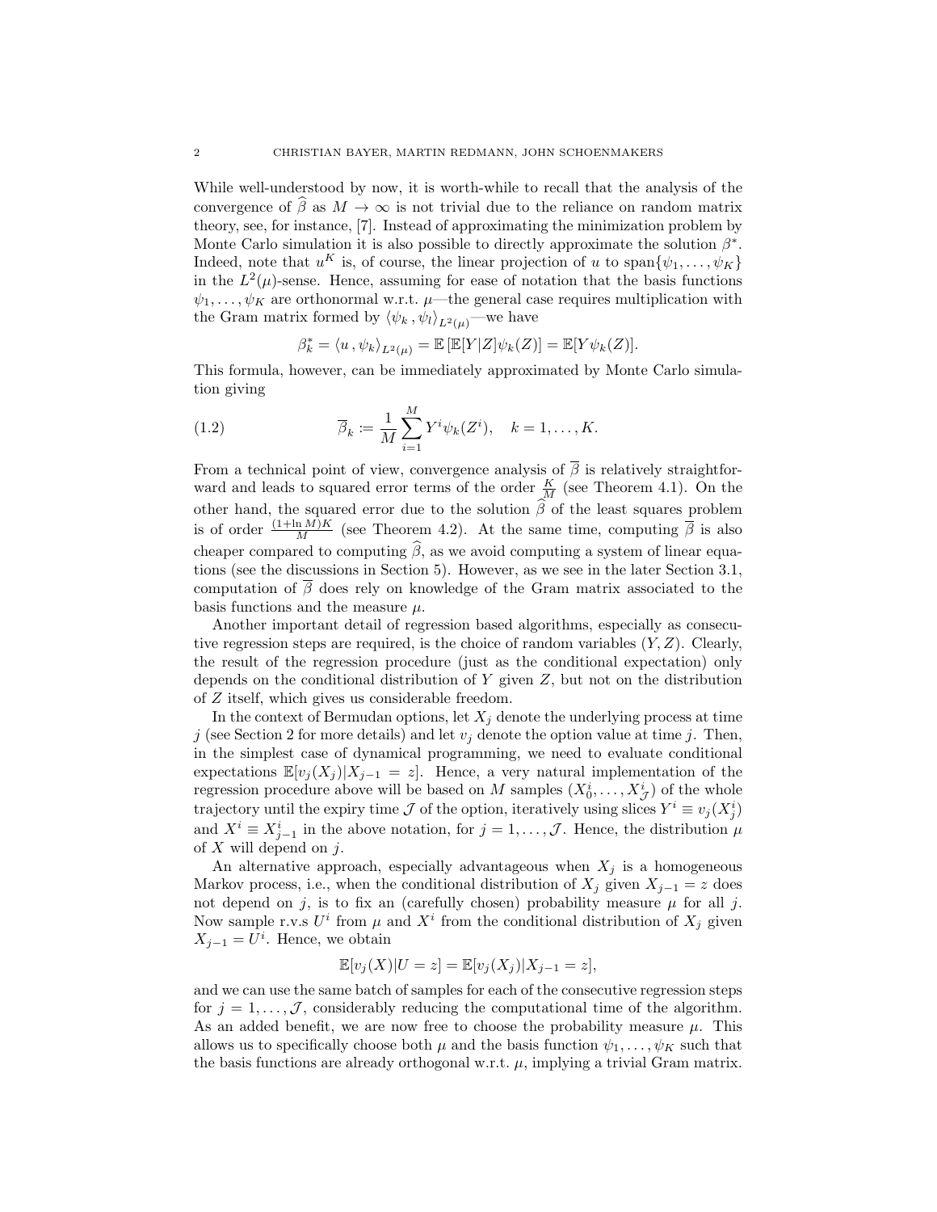While well-understood by now, it is worth-while to recall that the analysis of the convergence of $\widehat{\beta}$ as $M \to \infty$ is not trivial due to the reliance on random matrix theory, see, for instance, [7]. Instead of approximating the minimization problem by Monte Carlo simulation it is also possible to directly approximate the solution $\beta^*$. Indeed, note that $u^K$ is, of course, the linear projection of $u$ to $\operatorname{span}\{\psi_1, \dots, \psi_K\}$ in the $L^2(\mu)$-sense. Hence, assuming for ease of notation that the basis functions $\psi_1, \dots, \psi_K$ are orthonormal w.r.t. $\mu$—the general case requires multiplication with the Gram matrix formed by $\langle \psi_k , \psi_l \rangle_{L^2(\mu)}$—we have

$$\beta_k^* = \langle u , \psi_k \rangle_{L^2(\mu)} = \mathbb{E}\left[\mathbb{E}[Y|Z]\psi_k(Z)\right] = \mathbb{E}[Y\psi_k(Z)].$$

This formula, however, can be immediately approximated by Monte Carlo simulation giving

$$\overline{\beta}_k := \frac{1}{M}\sum_{i=1}^{M} Y^i \psi_k(Z^i), \quad k = 1, \dots, K. \tag{1.2}$$

From a technical point of view, convergence analysis of $\overline{\beta}$ is relatively straightforward and leads to squared error terms of the order $\frac{K}{M}$ (see Theorem 4.1). On the other hand, the squared error due to the solution $\widehat{\beta}$ of the least squares problem is of order $\frac{(1+\ln M)K}{M}$ (see Theorem 4.2). At the same time, computing $\overline{\beta}$ is also cheaper compared to computing $\widehat{\beta}$, as we avoid computing a system of linear equations (see the discussions in Section 5). However, as we see in the later Section 3.1, computation of $\overline{\beta}$ does rely on knowledge of the Gram matrix associated to the basis functions and the measure $\mu$.

Another important detail of regression based algorithms, especially as consecutive regression steps are required, is the choice of random variables $(Y, Z)$. Clearly, the result of the regression procedure (just as the conditional expectation) only depends on the conditional distribution of $Y$ given $Z$, but not on the distribution of $Z$ itself, which gives us considerable freedom.

In the context of Bermudan options, let $X_j$ denote the underlying process at time $j$ (see Section 2 for more details) and let $v_j$ denote the option value at time $j$. Then, in the simplest case of dynamical programming, we need to evaluate conditional expectations $\mathbb{E}[v_j(X_j)|X_{j-1} = z]$. Hence, a very natural implementation of the regression procedure above will be based on $M$ samples $(X_0^i, \dots, X_{\mathcal{J}}^i)$ of the whole trajectory until the expiry time $\mathcal{J}$ of the option, iteratively using slices $Y^i \equiv v_j(X_j^i)$ and $X^i \equiv X_{j-1}^i$ in the above notation, for $j = 1, \dots, \mathcal{J}$. Hence, the distribution $\mu$ of $X$ will depend on $j$.

An alternative approach, especially advantageous when $X_j$ is a homogeneous Markov process, i.e., when the conditional distribution of $X_j$ given $X_{j-1} = z$ does not depend on $j$, is to fix an (carefully chosen) probability measure $\mu$ for all $j$. Now sample r.v.s $U^i$ from $\mu$ and $X^i$ from the conditional distribution of $X_j$ given $X_{j-1} = U^i$. Hence, we obtain

$$\mathbb{E}[v_j(X)|U = z] = \mathbb{E}[v_j(X_j)|X_{j-1} = z],$$

and we can use the same batch of samples for each of the consecutive regression steps for $j = 1, \dots, \mathcal{J}$, considerably reducing the computational time of the algorithm. As an added benefit, we are now free to choose the probability measure $\mu$. This allows us to specifically choose both $\mu$ and the basis function $\psi_1, \dots, \psi_K$ such that the basis functions are already orthogonal w.r.t. $\mu$, implying a trivial Gram matrix.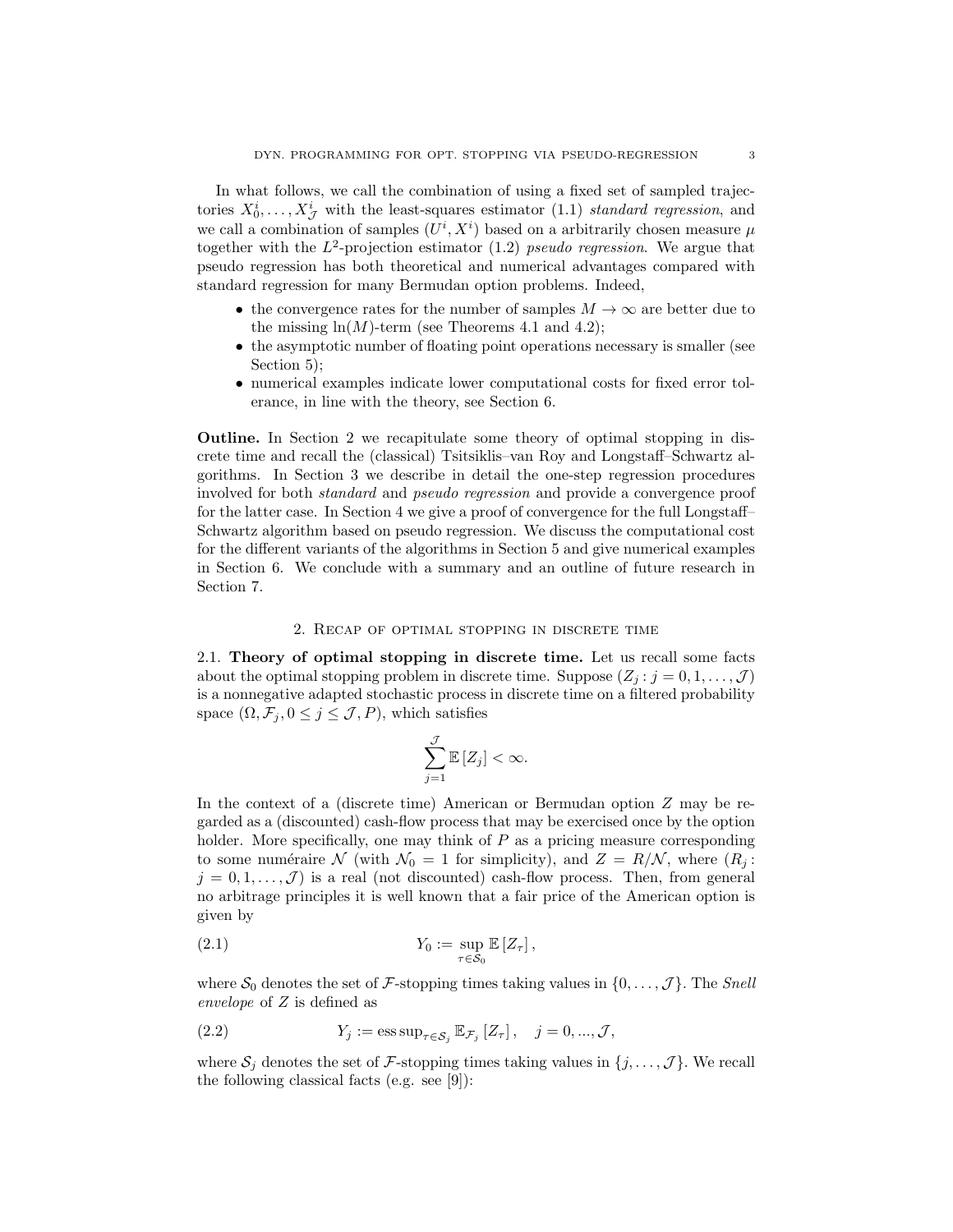In what follows, we call the combination of using a fixed set of sampled trajectories $X_0^i, \dots, X_{\mathcal{J}}^i$ with the least-squares estimator (1.1) *standard regression*, and we call a combination of samples $(U^i, X^i)$ based on a arbitrarily chosen measure $\mu$ together with the $L^2$-projection estimator (1.2) *pseudo regression*. We argue that pseudo regression has both theoretical and numerical advantages compared with standard regression for many Bermudan option problems. Indeed,

- the convergence rates for the number of samples $M \to \infty$ are better due to the missing $\ln(M)$-term (see Theorems 4.1 and 4.2);
- the asymptotic number of floating point operations necessary is smaller (see Section 5);
- numerical examples indicate lower computational costs for fixed error tolerance, in line with the theory, see Section 6.

**Outline.** In Section 2 we recapitulate some theory of optimal stopping in discrete time and recall the (classical) Tsitsiklis–van Roy and Longstaff–Schwartz algorithms. In Section 3 we describe in detail the one-step regression procedures involved for both *standard* and *pseudo regression* and provide a convergence proof for the latter case. In Section 4 we give a proof of convergence for the full Longstaff–Schwartz algorithm based on pseudo regression. We discuss the computational cost for the different variants of the algorithms in Section 5 and give numerical examples in Section 6. We conclude with a summary and an outline of future research in Section 7.

## 2. Recap of optimal stopping in discrete time

### 2.1. Theory of optimal stopping in discrete time.

Let us recall some facts about the optimal stopping problem in discrete time. Suppose $(Z_j : j = 0, 1, \dots, \mathcal{J})$ is a nonnegative adapted stochastic process in discrete time on a filtered probability space $(\Omega, \mathcal{F}_j, 0 \le j \le \mathcal{J}, P)$, which satisfies

$$\sum_{j=1}^{\mathcal{J}} \mathbb{E}\left[Z_j\right] < \infty.$$

In the context of a (discrete time) American or Bermudan option $Z$ may be regarded as a (discounted) cash-flow process that may be exercised once by the option holder. More specifically, one may think of $P$ as a pricing measure corresponding to some numéraire $\mathcal{N}$ (with $\mathcal{N}_0 = 1$ for simplicity), and $Z = R/\mathcal{N}$, where $(R_j : j = 0, 1, \dots, \mathcal{J})$ is a real (not discounted) cash-flow process. Then, from general no arbitrage principles it is well known that a fair price of the American option is given by

$$Y_0 := \sup_{\tau \in \mathcal{S}_0} \mathbb{E}\left[Z_\tau\right], \tag{2.1}$$

where $\mathcal{S}_0$ denotes the set of $\mathcal{F}$-stopping times taking values in $\{0, \dots, \mathcal{J}\}$. The *Snell envelope* of $Z$ is defined as

$$Y_j := \operatorname{ess\,sup}_{\tau \in \mathcal{S}_j} \mathbb{E}_{\mathcal{F}_j}\left[Z_\tau\right], \quad j = 0, ..., \mathcal{J}, \tag{2.2}$$

where $\mathcal{S}_j$ denotes the set of $\mathcal{F}$-stopping times taking values in $\{j, \dots, \mathcal{J}\}$. We recall the following classical facts (e.g. see [9]):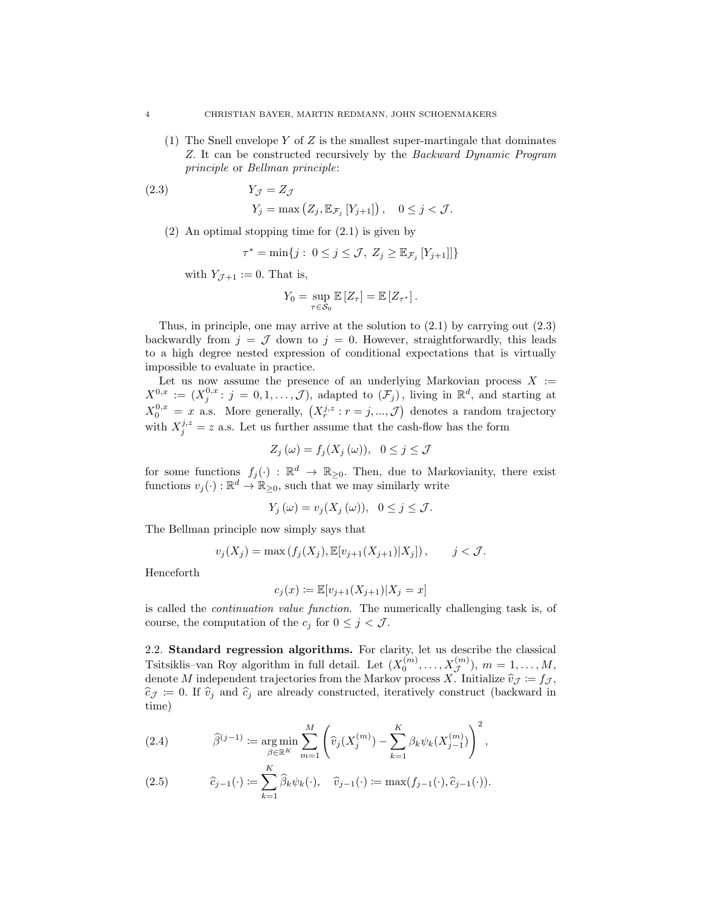(1) The Snell envelope $Y$ of $Z$ is the smallest super-martingale that dominates $Z$. It can be constructed recursively by the *Backward Dynamic Program principle* or *Bellman principle*:

$$
\begin{aligned}
Y_{\mathcal{J}} &= Z_{\mathcal{J}} \\
Y_j &= \max\left(Z_j, \mathbb{E}_{\mathcal{F}_j}\left[Y_{j+1}\right]\right), \quad 0 \leq j < \mathcal{J}.
\end{aligned} \tag{2.3}
$$

(2) An optimal stopping time for (2.1) is given by

$$
\tau^* = \min\{j : \ 0 \leq j \leq \mathcal{J}, \ Z_j \geq \mathbb{E}_{\mathcal{F}_j}\left[Y_{j+1}\right]\}
$$

with $Y_{\mathcal{J}+1} := 0$. That is,

$$
Y_0 = \sup_{\tau \in \mathcal{S}_0} \mathbb{E}\left[Z_\tau\right] = \mathbb{E}\left[Z_{\tau^*}\right].
$$

Thus, in principle, one may arrive at the solution to (2.1) by carrying out (2.3) backwardly from $j = \mathcal{J}$ down to $j = 0$. However, straightforwardly, this leads to a high degree nested expression of conditional expectations that is virtually impossible to evaluate in practice.

Let us now assume the presence of an underlying Markovian process $X := X^{0,x} := (X_j^{0,x} : j = 0, 1, \ldots, \mathcal{J})$, adapted to $(\mathcal{F}_j)$, living in $\mathbb{R}^d$, and starting at $X_0^{0,x} = x$ a.s. More generally, $\left(X_r^{j,z} : r = j, ..., \mathcal{J}\right)$ denotes a random trajectory with $X_j^{j,z} = z$ a.s. Let us further assume that the cash-flow has the form

$$
Z_j\left(\omega\right) = f_j(X_j\left(\omega\right)), \quad 0 \leq j \leq \mathcal{J}
$$

for some functions $f_j(\cdot) : \mathbb{R}^d \to \mathbb{R}_{\geq 0}$. Then, due to Markovianity, there exist functions $v_j(\cdot) : \mathbb{R}^d \to \mathbb{R}_{\geq 0}$, such that we may similarly write

$$
Y_j\left(\omega\right) = v_j(X_j\left(\omega\right)), \quad 0 \leq j \leq \mathcal{J}.
$$

The Bellman principle now simply says that

$$
v_j(X_j) = \max\left(f_j(X_j), \mathbb{E}[v_{j+1}(X_{j+1}) | X_j]\right), \qquad j < \mathcal{J}.
$$

Henceforth

$$
c_j(x) := \mathbb{E}[v_{j+1}(X_{j+1}) | X_j = x]
$$

is called the *continuation value function*. The numerically challenging task is, of course, the computation of the $c_j$ for $0 \leq j < \mathcal{J}$.

## 2.2. Standard regression algorithms.

For clarity, let us describe the classical Tsitsiklis–van Roy algorithm in full detail. Let $(X_0^{(m)}, \ldots, X_{\mathcal{J}}^{(m)})$, $m = 1, \ldots, M$, denote $M$ independent trajectories from the Markov process $X$. Initialize $\widehat{v}_{\mathcal{J}} := f_{\mathcal{J}}$, $\widehat{c}_{\mathcal{J}} := 0$. If $\widehat{v}_j$ and $\widehat{c}_j$ are already constructed, iteratively construct (backward in time)

$$
\widehat{\beta}^{(j-1)} := \underset{\beta \in \mathbb{R}^K}{\arg\min} \sum_{m=1}^{M} \left( \widehat{v}_j(X_j^{(m)}) - \sum_{k=1}^{K} \beta_k \psi_k(X_{j-1}^{(m)}) \right)^2, \tag{2.4}
$$

$$
\widehat{c}_{j-1}(\cdot) := \sum_{k=1}^{K} \widehat{\beta}_k \psi_k(\cdot), \quad \widehat{v}_{j-1}(\cdot) := \max(f_{j-1}(\cdot), \widehat{c}_{j-1}(\cdot)). \tag{2.5}
$$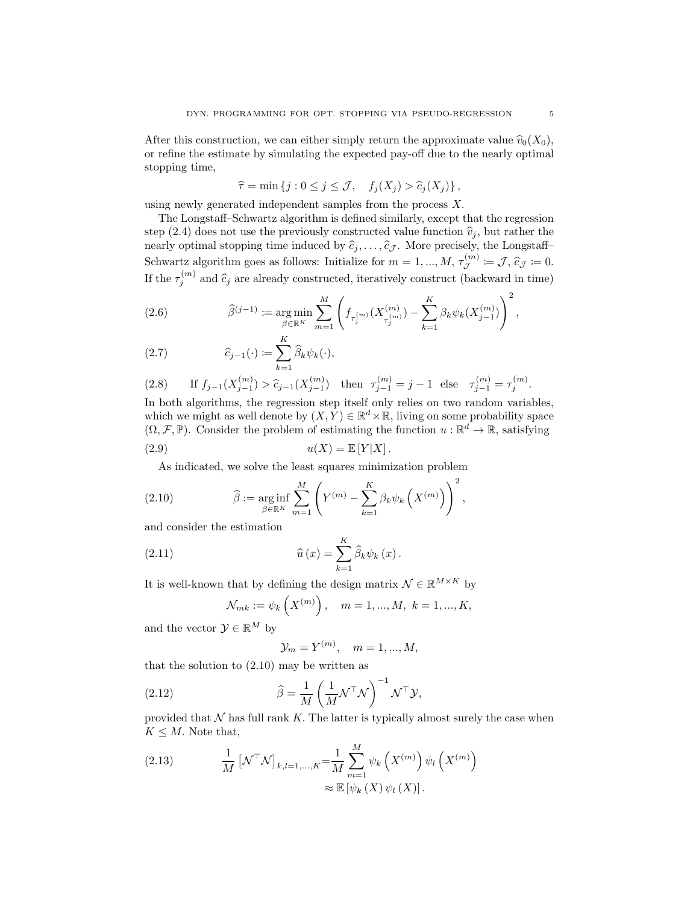After this construction, we can either simply return the approximate value $\widehat{v}_0(X_0)$, or refine the estimate by simulating the expected pay-off due to the nearly optimal stopping time,

$$\widehat{\tau} = \min \{ j : 0 \le j \le \mathcal{J}, \quad f_j(X_j) > \widehat{c}_j(X_j) \},$$

using newly generated independent samples from the process $X$.

The Longstaff–Schwartz algorithm is defined similarly, except that the regression step (2.4) does not use the previously constructed value function $\widehat{v}_j$, but rather the nearly optimal stopping time induced by $\widehat{c}_j, \dots, \widehat{c}_{\mathcal{J}}$. More precisely, the Longstaff–Schwartz algorithm goes as follows: Initialize for $m = 1, ..., M$, $\tau_{\mathcal{J}}^{(m)} := \mathcal{J}$, $\widehat{c}_{\mathcal{J}} := 0$. If the $\tau_j^{(m)}$ and $\widehat{c}_j$ are already constructed, iteratively construct (backward in time)

$$\widehat{\beta}^{(j-1)} := \underset{\beta \in \mathbb{R}^K}{\arg\min} \sum_{m=1}^{M} \left( f_{\tau_j^{(m)}}(X_{\tau_j^{(m)}}^{(m)}) - \sum_{k=1}^{K} \beta_k \psi_k(X_{j-1}^{(m)}) \right)^2, \tag{2.6}$$

$$\widehat{c}_{j-1}(\cdot) := \sum_{k=1}^{K} \widehat{\beta}_k \psi_k(\cdot), \tag{2.7}$$

$$\text{If } f_{j-1}(X_{j-1}^{(m)}) > \widehat{c}_{j-1}(X_{j-1}^{(m)}) \quad \text{then} \quad \tau_{j-1}^{(m)} = j-1 \quad \text{else} \quad \tau_{j-1}^{(m)} = \tau_j^{(m)}. \tag{2.8}$$

In both algorithms, the regression step itself only relies on two random variables, which we might as well denote by $(X, Y) \in \mathbb{R}^d \times \mathbb{R}$, living on some probability space $(\Omega, \mathcal{F}, \mathbb{P})$. Consider the problem of estimating the function $u : \mathbb{R}^d \to \mathbb{R}$, satisfying

$$u(X) = \mathbb{E}\left[ Y | X \right]. \tag{2.9}$$

As indicated, we solve the least squares minimization problem

$$\widehat{\beta} := \underset{\beta \in \mathbb{R}^K}{\arg\inf} \sum_{m=1}^{M} \left( Y^{(m)} - \sum_{k=1}^{K} \beta_k \psi_k \left( X^{(m)} \right) \right)^2, \tag{2.10}$$

and consider the estimation

$$\widehat{u}(x) = \sum_{k=1}^{K} \widehat{\beta}_k \psi_k(x). \tag{2.11}$$

It is well-known that by defining the design matrix $\mathcal{N} \in \mathbb{R}^{M \times K}$ by

$$\mathcal{N}_{mk} := \psi_k \left( X^{(m)} \right), \quad m = 1, ..., M, \ k = 1, ..., K,$$

and the vector $\mathcal{Y} \in \mathbb{R}^M$ by

$$\mathcal{Y}_m = Y^{(m)}, \quad m = 1, ..., M,$$

that the solution to (2.10) may be written as

$$\widehat{\beta} = \frac{1}{M} \left( \frac{1}{M} \mathcal{N}^\top \mathcal{N} \right)^{-1} \mathcal{N}^\top \mathcal{Y}, \tag{2.12}$$

provided that $\mathcal{N}$ has full rank $K$. The latter is typically almost surely the case when $K \le M$. Note that,

$$\begin{aligned} \frac{1}{M} \left[ \mathcal{N}^\top \mathcal{N} \right]_{k,l=1,\dots,K} &= \frac{1}{M} \sum_{m=1}^{M} \psi_k \left( X^{(m)} \right) \psi_l \left( X^{(m)} \right) \\ &\approx \mathbb{E} \left[ \psi_k (X) \psi_l (X) \right]. \end{aligned} \tag{2.13}$$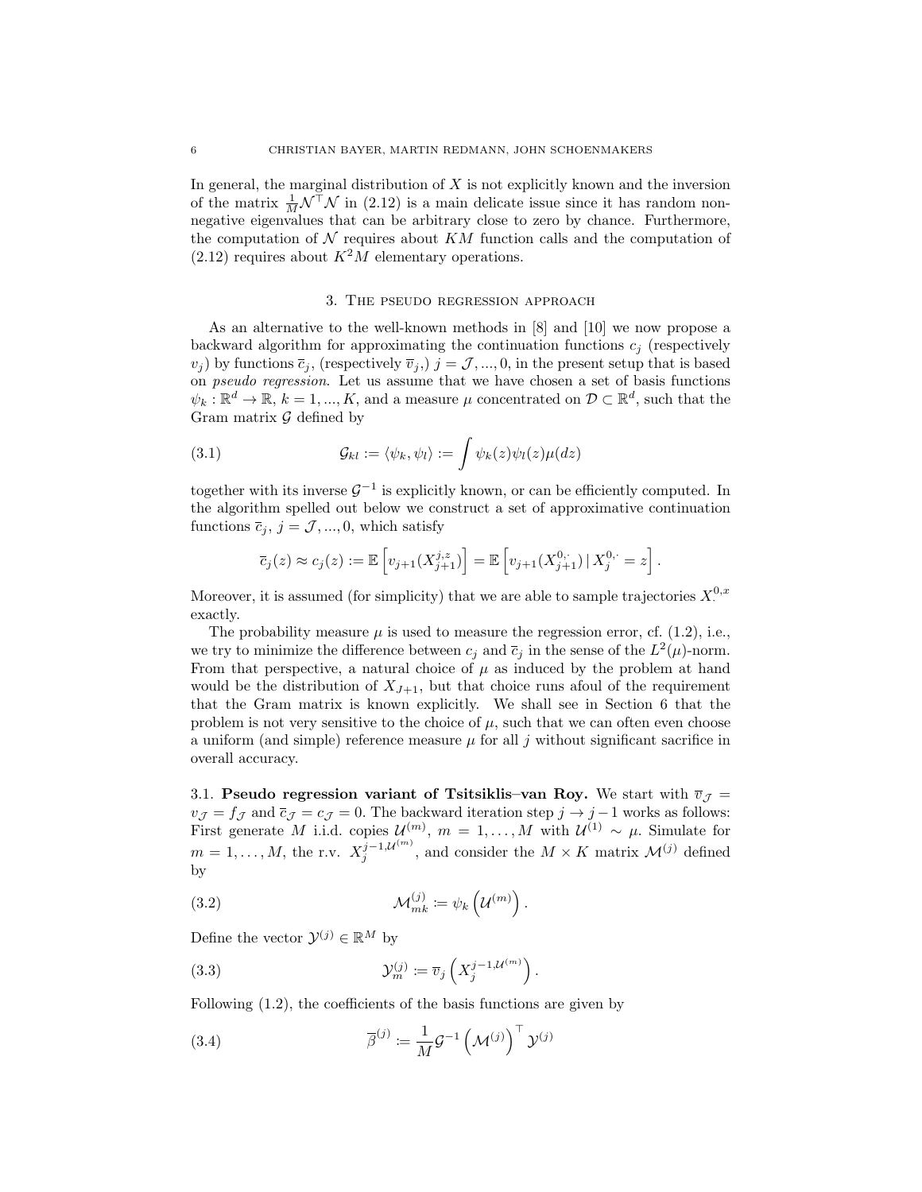In general, the marginal distribution of $X$ is not explicitly known and the inversion of the matrix $\frac{1}{M}\mathcal{N}^\top\mathcal{N}$ in (2.12) is a main delicate issue since it has random non-negative eigenvalues that can be arbitrary close to zero by chance. Furthermore, the computation of $\mathcal{N}$ requires about $KM$ function calls and the computation of (2.12) requires about $K^2M$ elementary operations.

## 3. The pseudo regression approach

As an alternative to the well-known methods in [8] and [10] we now propose a backward algorithm for approximating the continuation functions $c_j$ (respectively $v_j$) by functions $\overline{c}_j$, (respectively $\overline{v}_j$,) $j = \mathcal{J}, ..., 0$, in the present setup that is based on *pseudo regression*. Let us assume that we have chosen a set of basis functions $\psi_k : \mathbb{R}^d \to \mathbb{R}$, $k = 1, ..., K$, and a measure $\mu$ concentrated on $\mathcal{D} \subset \mathbb{R}^d$, such that the Gram matrix $\mathcal{G}$ defined by

$$\mathcal{G}_{kl} := \langle \psi_k, \psi_l \rangle := \int \psi_k(z)\psi_l(z)\mu(dz) \tag{3.1}$$

together with its inverse $\mathcal{G}^{-1}$ is explicitly known, or can be efficiently computed. In the algorithm spelled out below we construct a set of approximative continuation functions $\overline{c}_j$, $j = \mathcal{J}, ..., 0$, which satisfy

$$\overline{c}_j(z) \approx c_j(z) := \mathbb{E}\left[v_{j+1}(X_{j+1}^{j,z})\right] = \mathbb{E}\left[v_{j+1}(X_{j+1}^{0,\cdot}) \,|\, X_j^{0,\cdot} = z\right].$$

Moreover, it is assumed (for simplicity) that we are able to sample trajectories $X^{0,x}$ exactly.

The probability measure $\mu$ is used to measure the regression error, cf. (1.2), i.e., we try to minimize the difference between $c_j$ and $\overline{c}_j$ in the sense of the $L^2(\mu)$-norm. From that perspective, a natural choice of $\mu$ as induced by the problem at hand would be the distribution of $X_{J+1}$, but that choice runs afoul of the requirement that the Gram matrix is known explicitly. We shall see in Section 6 that the problem is not very sensitive to the choice of $\mu$, such that we can often even choose a uniform (and simple) reference measure $\mu$ for all $j$ without significant sacrifice in overall accuracy.

**3.1. Pseudo regression variant of Tsitsiklis–van Roy.** We start with $\overline{v}_{\mathcal{J}} = v_{\mathcal{J}} = f_{\mathcal{J}}$ and $\overline{c}_{\mathcal{J}} = c_{\mathcal{J}} = 0$. The backward iteration step $j \to j-1$ works as follows: First generate $M$ i.i.d. copies $\mathcal{U}^{(m)}$, $m = 1, \ldots, M$ with $\mathcal{U}^{(1)} \sim \mu$. Simulate for $m = 1, \ldots, M$, the r.v. $X_j^{j-1,\mathcal{U}^{(m)}}$, and consider the $M \times K$ matrix $\mathcal{M}^{(j)}$ defined by

$$\mathcal{M}_{mk}^{(j)} := \psi_k\left(\mathcal{U}^{(m)}\right). \tag{3.2}$$

Define the vector $\mathcal{Y}^{(j)} \in \mathbb{R}^M$ by

$$\mathcal{Y}_m^{(j)} := \overline{v}_j\left(X_j^{j-1,\mathcal{U}^{(m)}}\right). \tag{3.3}$$

Following (1.2), the coefficients of the basis functions are given by

$$\overline{\beta}^{(j)} := \frac{1}{M}\mathcal{G}^{-1}\left(\mathcal{M}^{(j)}\right)^\top \mathcal{Y}^{(j)} \tag{3.4}$$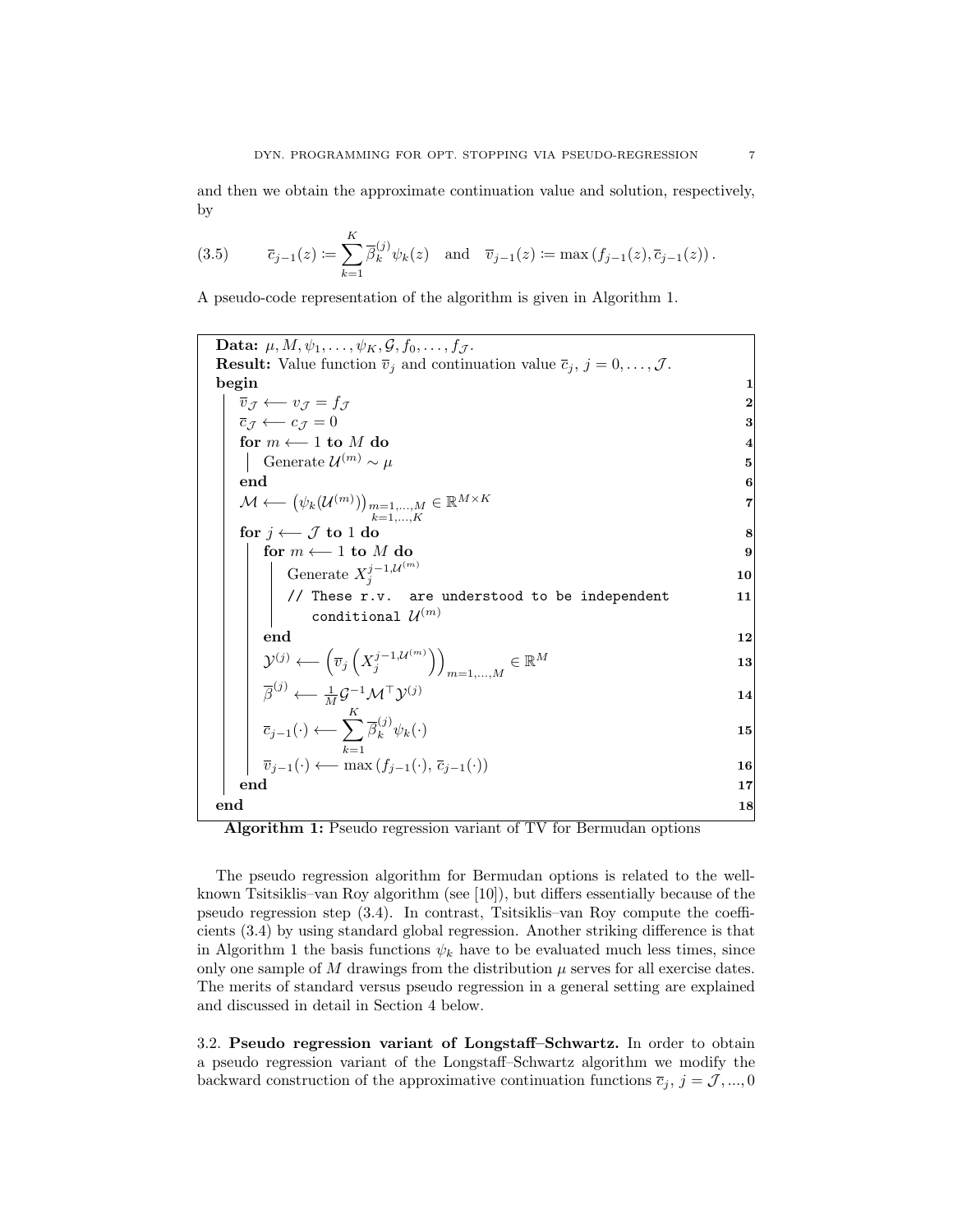and then we obtain the approximate continuation value and solution, respectively, by

$$\overline{c}_{j-1}(z) \coloneqq \sum_{k=1}^{K} \overline{\beta}_k^{(j)} \psi_k(z) \quad \text{and} \quad \overline{v}_{j-1}(z) \coloneqq \max\left(f_{j-1}(z), \overline{c}_{j-1}(z)\right). \tag{3.5}$$

A pseudo-code representation of the algorithm is given in Algorithm 1.

```
Data: μ, M, ψ_1, ..., ψ_K, G, f_0, ..., f_J.
Result: Value function v̄_j and continuation value c̄_j, j = 0, ..., J.
begin                                                                  1
    v̄_J ⟵ v_J = f_J                                                   2
    c̄_J ⟵ c_J = 0                                                     3
    for m ⟵ 1 to M do                                                  4
        Generate U^(m) ~ μ                                             5
    end                                                                6
    M ⟵ (ψ_k(U^(m)))_{m=1,...,M; k=1,...,K} ∈ R^{M×K}                  7
    for j ⟵ J to 1 do                                                  8
        for m ⟵ 1 to M do                                              9
            Generate X_j^{j-1,U^(m)}                                   10
            // These r.v. are understood to be independent             11
               conditional U^(m)
        end                                                            12
        Y^(j) ⟵ (v̄_j(X_j^{j-1,U^(m)}))_{m=1,...,M} ∈ R^M              13
        β̄^(j) ⟵ (1/M) G^{-1} M^T Y^(j)                                 14
        c̄_{j-1}(·) ⟵ Σ_{k=1}^{K} β̄_k^(j) ψ_k(·)                       15
        v̄_{j-1}(·) ⟵ max(f_{j-1}(·), c̄_{j-1}(·))                      16
    end                                                                17
end                                                                    18
```

**Algorithm 1:** Pseudo regression variant of TV for Bermudan options

The pseudo regression algorithm for Bermudan options is related to the well-known Tsitsiklis–van Roy algorithm (see [10]), but differs essentially because of the pseudo regression step (3.4). In contrast, Tsitsiklis–van Roy compute the coefficients (3.4) by using standard global regression. Another striking difference is that in Algorithm 1 the basis functions $\psi_k$ have to be evaluated much less times, since only one sample of $M$ drawings from the distribution $\mu$ serves for all exercise dates. The merits of standard versus pseudo regression in a general setting are explained and discussed in detail in Section 4 below.

### 3.2. Pseudo regression variant of Longstaff–Schwartz.

In order to obtain a pseudo regression variant of the Longstaff–Schwartz algorithm we modify the backward construction of the approximative continuation functions $\overline{c}_j$, $j = \mathcal{J}, ..., 0$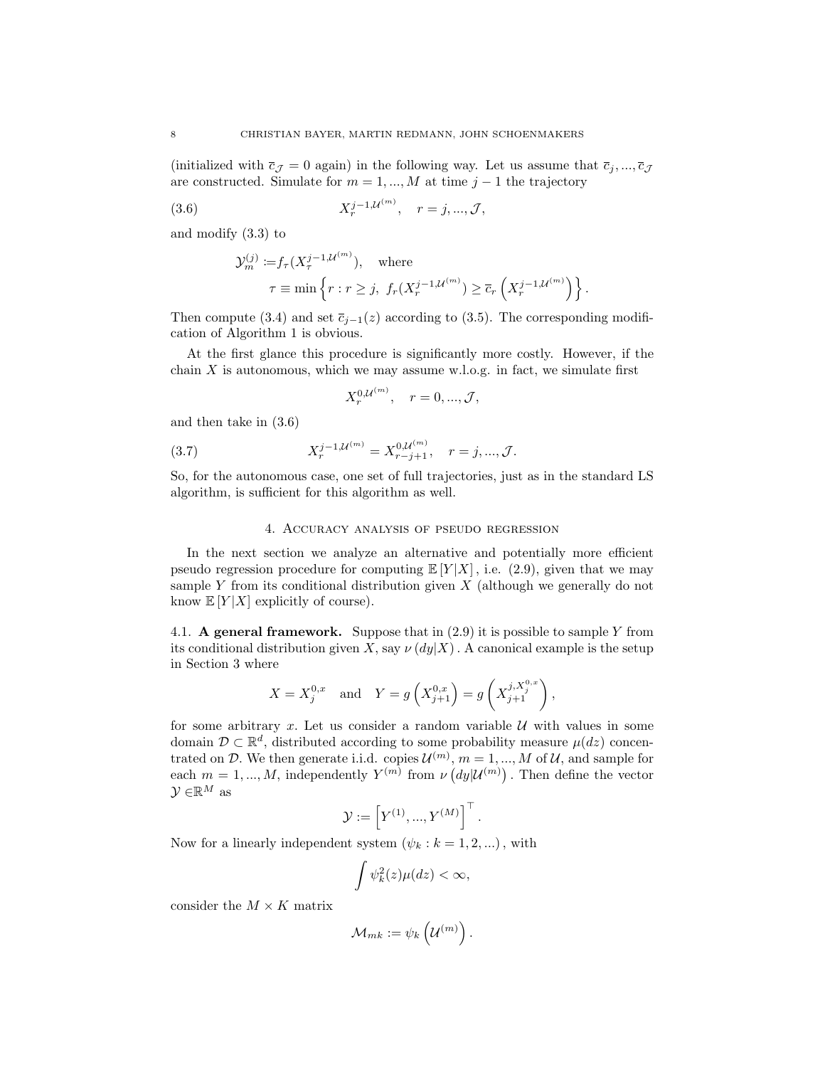(initialized with $\overline{c}_{\mathcal{J}} = 0$ again) in the following way. Let us assume that $\overline{c}_j, ..., \overline{c}_{\mathcal{J}}$ are constructed. Simulate for $m = 1, ..., M$ at time $j-1$ the trajectory

$$X_r^{j-1,\mathcal{U}^{(m)}}, \quad r = j, ..., \mathcal{J}, \tag{3.6}$$

and modify (3.3) to

$$\begin{aligned}
\mathcal{Y}_m^{(j)} &:= f_\tau(X_\tau^{j-1,\mathcal{U}^{(m)}}), \quad \text{where} \\
&\tau \equiv \min\left\{ r : r \geq j,\ f_r(X_r^{j-1,\mathcal{U}^{(m)}}) \geq \overline{c}_r\left(X_r^{j-1,\mathcal{U}^{(m)}}\right) \right\}.
\end{aligned}$$

Then compute (3.4) and set $\overline{c}_{j-1}(z)$ according to (3.5). The corresponding modification of Algorithm 1 is obvious.

At the first glance this procedure is significantly more costly. However, if the chain $X$ is autonomous, which we may assume w.l.o.g. in fact, we simulate first

$$X_r^{0,\mathcal{U}^{(m)}}, \quad r = 0, ..., \mathcal{J},$$

and then take in (3.6)

$$X_r^{j-1,\mathcal{U}^{(m)}} = X_{r-j+1}^{0,\mathcal{U}^{(m)}}, \quad r = j, ..., \mathcal{J}. \tag{3.7}$$

So, for the autonomous case, one set of full trajectories, just as in the standard LS algorithm, is sufficient for this algorithm as well.

## 4. Accuracy analysis of pseudo regression

In the next section we analyze an alternative and potentially more efficient pseudo regression procedure for computing $\mathbb{E}[Y|X]$, i.e. (2.9), given that we may sample $Y$ from its conditional distribution given $X$ (although we generally do not know $\mathbb{E}[Y|X]$ explicitly of course).

### 4.1. A general framework.

Suppose that in (2.9) it is possible to sample $Y$ from its conditional distribution given $X$, say $\nu(dy|X)$. A canonical example is the setup in Section 3 where

$$X = X_j^{0,x} \quad \text{and} \quad Y = g\left(X_{j+1}^{0,x}\right) = g\left(X_{j+1}^{j,X_j^{0,x}}\right),$$

for some arbitrary $x$. Let us consider a random variable $\mathcal{U}$ with values in some domain $\mathcal{D} \subset \mathbb{R}^d$, distributed according to some probability measure $\mu(dz)$ concentrated on $\mathcal{D}$. We then generate i.i.d. copies $\mathcal{U}^{(m)}$, $m = 1, ..., M$ of $\mathcal{U}$, and sample for each $m = 1, ..., M$, independently $Y^{(m)}$ from $\nu\left(dy|\mathcal{U}^{(m)}\right)$. Then define the vector $\mathcal{Y} \in \mathbb{R}^M$ as

$$\mathcal{Y} := \left[Y^{(1)}, ..., Y^{(M)}\right]^\top.$$

Now for a linearly independent system $(\psi_k : k = 1, 2, ...)$, with

$$\int \psi_k^2(z)\mu(dz) < \infty,$$

consider the $M \times K$ matrix

$$\mathcal{M}_{mk} := \psi_k\left(\mathcal{U}^{(m)}\right).$$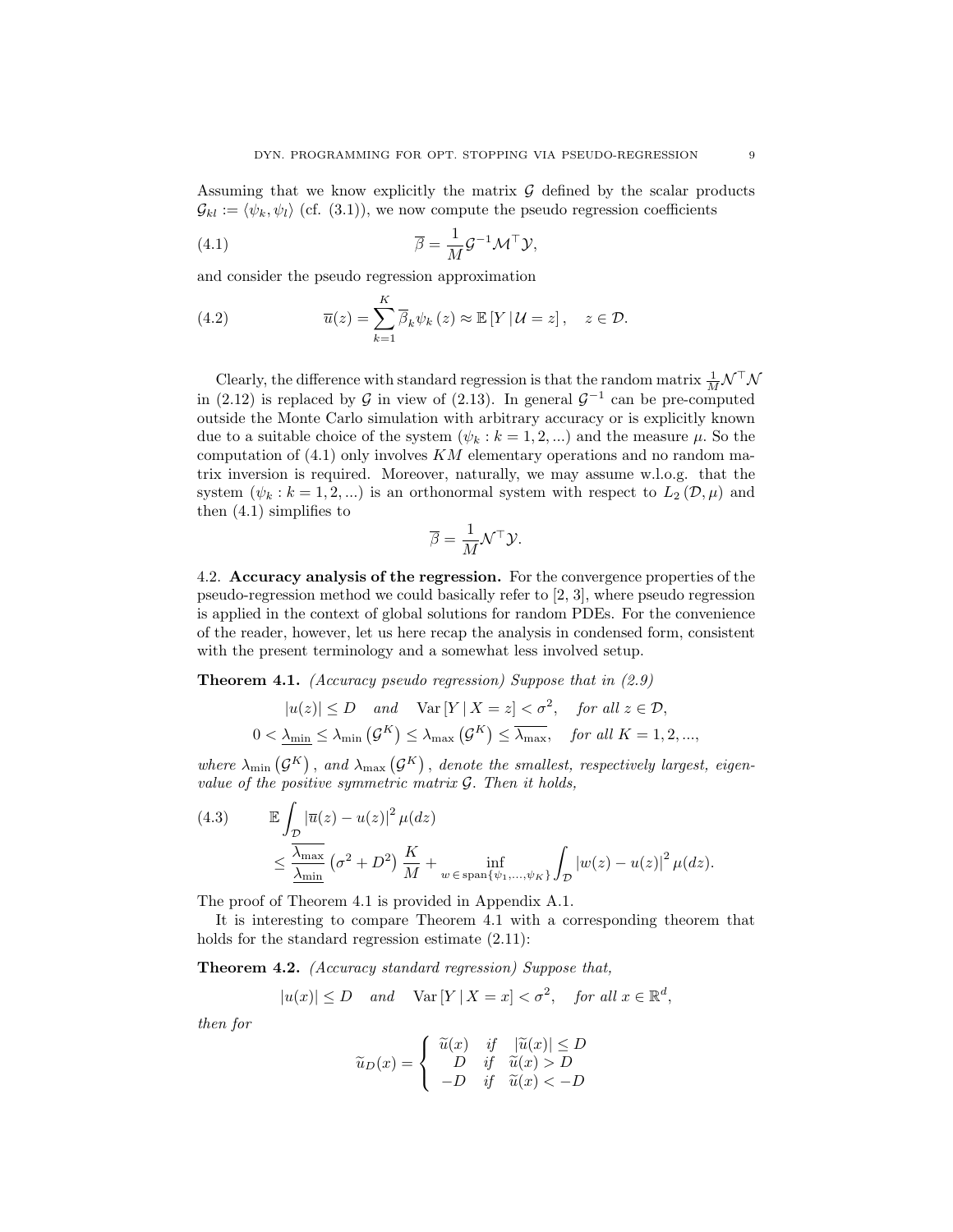Assuming that we know explicitly the matrix $\mathcal{G}$ defined by the scalar products $\mathcal{G}_{kl} := \langle \psi_k, \psi_l \rangle$ (cf. (3.1)), we now compute the pseudo regression coefficients

$$\overline{\beta} = \frac{1}{M}\mathcal{G}^{-1}\mathcal{M}^{\top}\mathcal{Y}, \tag{4.1}$$

and consider the pseudo regression approximation

$$\overline{u}(z) = \sum_{k=1}^{K} \overline{\beta}_k \psi_k(z) \approx \mathbb{E}\left[Y \,|\, \mathcal{U} = z\right], \quad z \in \mathcal{D}. \tag{4.2}$$

Clearly, the difference with standard regression is that the random matrix $\frac{1}{M}\mathcal{N}^{\top}\mathcal{N}$ in (2.12) is replaced by $\mathcal{G}$ in view of (2.13). In general $\mathcal{G}^{-1}$ can be pre-computed outside the Monte Carlo simulation with arbitrary accuracy or is explicitly known due to a suitable choice of the system $(\psi_k : k = 1, 2, ...)$ and the measure $\mu$. So the computation of (4.1) only involves $KM$ elementary operations and no random matrix inversion is required. Moreover, naturally, we may assume w.l.o.g. that the system $(\psi_k : k = 1, 2, ...)$ is an orthonormal system with respect to $L_2(\mathcal{D}, \mu)$ and then (4.1) simplifies to

$$\overline{\beta} = \frac{1}{M}\mathcal{N}^{\top}\mathcal{Y}.$$

## 4.2. Accuracy analysis of the regression.

For the convergence properties of the pseudo-regression method we could basically refer to [2, 3], where pseudo regression is applied in the context of global solutions for random PDEs. For the convenience of the reader, however, let us here recap the analysis in condensed form, consistent with the present terminology and a somewhat less involved setup.

**Theorem 4.1.** *(Accuracy pseudo regression) Suppose that in (2.9)*

$$|u(z)| \leq D \quad \textit{and} \quad \operatorname{Var}\left[Y \mid X = z\right] < \sigma^2, \quad \textit{for all } z \in \mathcal{D},$$

$$0 < \underline{\lambda_{\min}} \leq \lambda_{\min}\left(\mathcal{G}^K\right) \leq \lambda_{\max}\left(\mathcal{G}^K\right) \leq \overline{\lambda_{\max}}, \quad \textit{for all } K = 1, 2, ...,$$

*where $\lambda_{\min}\left(\mathcal{G}^K\right)$, and $\lambda_{\max}\left(\mathcal{G}^K\right)$, denote the smallest, respectively largest, eigenvalue of the positive symmetric matrix $\mathcal{G}$. Then it holds,*

$$\begin{aligned} &\mathbb{E}\int_{\mathcal{D}} \left|\overline{u}(z) - u(z)\right|^2 \mu(dz) \\ &\quad \leq \frac{\overline{\lambda_{\max}}}{\underline{\lambda_{\min}}}\left(\sigma^2 + D^2\right)\frac{K}{M} + \inf_{w \,\in\, \operatorname{span}\{\psi_1, \ldots, \psi_K\}} \int_{\mathcal{D}} \left|w(z) - u(z)\right|^2 \mu(dz). \end{aligned} \tag{4.3}$$

The proof of Theorem 4.1 is provided in Appendix A.1.

It is interesting to compare Theorem 4.1 with a corresponding theorem that holds for the standard regression estimate (2.11):

**Theorem 4.2.** *(Accuracy standard regression) Suppose that,*

$$|u(x)| \leq D \quad \textit{and} \quad \operatorname{Var}\left[Y \mid X = x\right] < \sigma^2, \quad \textit{for all } x \in \mathbb{R}^d,$$

*then for*

$$\widetilde{u}_D(x) = \begin{cases} \widetilde{u}(x) & \textit{if} \quad |\widetilde{u}(x)| \leq D \\ D & \textit{if} \quad \widetilde{u}(x) > D \\ -D & \textit{if} \quad \widetilde{u}(x) < -D \end{cases}$$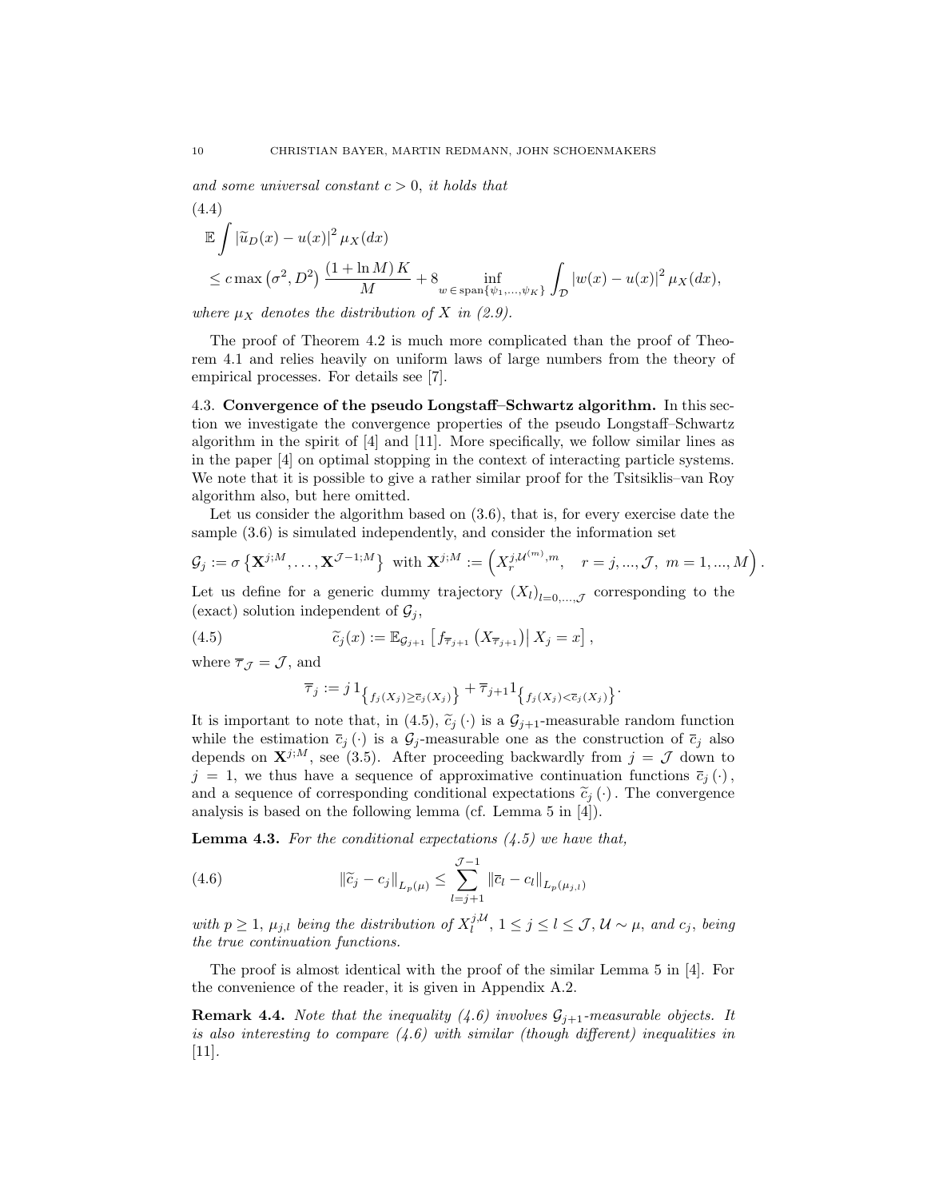*and some universal constant $c > 0$, it holds that*

(4.4)

$$
\begin{aligned}
&\mathbb{E}\int \left|\widetilde{u}_D(x) - u(x)\right|^2 \mu_X(dx) \\
&\leq c\max\left(\sigma^2, D^2\right)\frac{(1+\ln M)\,K}{M} + 8\inf_{w\,\in\,\mathrm{span}\{\psi_1,\ldots,\psi_K\}}\int_{\mathcal{D}}\left|w(x)-u(x)\right|^2\mu_X(dx),
\end{aligned}
$$

*where $\mu_X$ denotes the distribution of $X$ in (2.9).*

The proof of Theorem 4.2 is much more complicated than the proof of Theorem 4.1 and relies heavily on uniform laws of large numbers from the theory of empirical processes. For details see [7].

### 4.3. Convergence of the pseudo Longstaff–Schwartz algorithm.

In this section we investigate the convergence properties of the pseudo Longstaff–Schwartz algorithm in the spirit of [4] and [11]. More specifically, we follow similar lines as in the paper [4] on optimal stopping in the context of interacting particle systems. We note that it is possible to give a rather similar proof for the Tsitsiklis–van Roy algorithm also, but here omitted.

Let us consider the algorithm based on (3.6), that is, for every exercise date the sample (3.6) is simulated independently, and consider the information set

$$
\mathcal{G}_j := \sigma\left\{\mathbf{X}^{j;M},\ldots,\mathbf{X}^{\mathcal{J}-1;M}\right\} \text{ with } \mathbf{X}^{j;M} := \left(X_r^{j,\mathcal{U}^{(m)},m}, \quad r = j,\ldots,\mathcal{J},\ m = 1,\ldots,M\right).
$$

Let us define for a generic dummy trajectory $(X_l)_{l=0,\ldots,\mathcal{J}}$ corresponding to the (exact) solution independent of $\mathcal{G}_j$,

$$
\widetilde{c}_j(x) := \mathbb{E}_{\mathcal{G}_{j+1}}\left[f_{\overline{\tau}_{j+1}}\left(X_{\overline{\tau}_{j+1}}\right)\middle|\, X_j = x\right], \tag{4.5}
$$

where $\overline{\tau}_{\mathcal{J}} = \mathcal{J}$, and

$$
\overline{\tau}_j := j\,1_{\left\{f_j(X_j)\geq\overline{c}_j(X_j)\right\}} + \overline{\tau}_{j+1}1_{\left\{f_j(X_j)<\overline{c}_j(X_j)\right\}}.
$$

It is important to note that, in (4.5), $\widetilde{c}_j(\cdot)$ is a $\mathcal{G}_{j+1}$-measurable random function while the estimation $\overline{c}_j(\cdot)$ is a $\mathcal{G}_j$-measurable one as the construction of $\overline{c}_j$ also depends on $\mathbf{X}^{j;M}$, see (3.5). After proceeding backwardly from $j = \mathcal{J}$ down to $j = 1$, we thus have a sequence of approximative continuation functions $\overline{c}_j(\cdot)$, and a sequence of corresponding conditional expectations $\widetilde{c}_j(\cdot)$. The convergence analysis is based on the following lemma (cf. Lemma 5 in [4]).

**Lemma 4.3.** *For the conditional expectations (4.5) we have that,*

$$
\left\|\widetilde{c}_j - c_j\right\|_{L_p(\mu)} \leq \sum_{l=j+1}^{\mathcal{J}-1}\left\|\overline{c}_l - c_l\right\|_{L_p(\mu_{j,l})} \tag{4.6}
$$

*with $p \geq 1$, $\mu_{j,l}$ being the distribution of $X_l^{j,\mathcal{U}}$, $1 \leq j \leq l \leq \mathcal{J}$, $\mathcal{U} \sim \mu$, and $c_j$, being the true continuation functions.*

The proof is almost identical with the proof of the similar Lemma 5 in [4]. For the convenience of the reader, it is given in Appendix A.2.

**Remark 4.4.** *Note that the inequality (4.6) involves $\mathcal{G}_{j+1}$-measurable objects. It is also interesting to compare (4.6) with similar (though different) inequalities in [11].*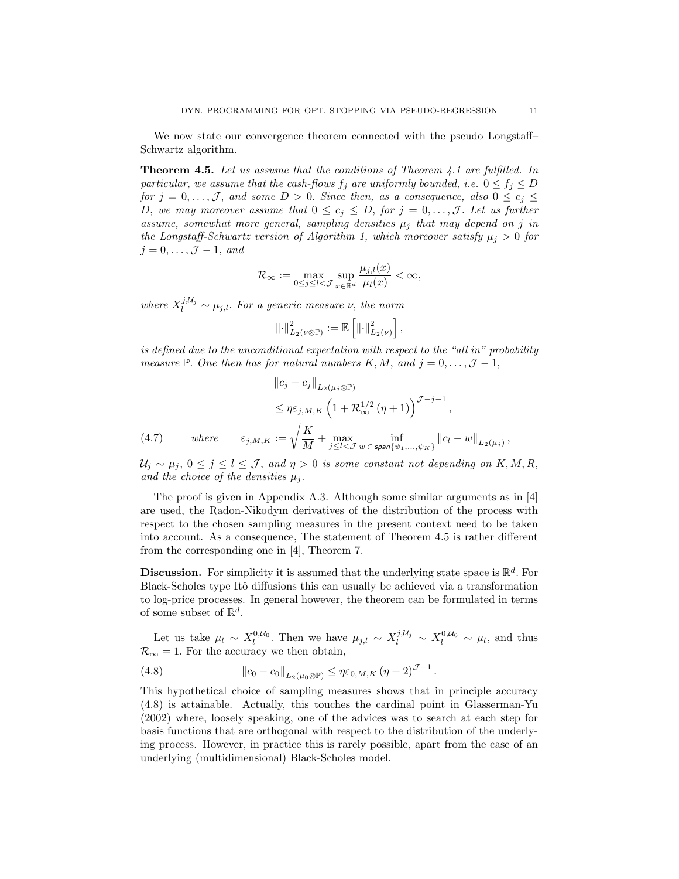We now state our convergence theorem connected with the pseudo Longstaff–Schwartz algorithm.

**Theorem 4.5.** *Let us assume that the conditions of Theorem 4.1 are fulfilled. In particular, we assume that the cash-flows $f_j$ are uniformly bounded, i.e. $0 \le f_j \le D$ for $j = 0, \ldots, \mathcal{J}$, and some $D > 0$. Since then, as a consequence, also $0 \le c_j \le D$, we may moreover assume that $0 \le \overline{c}_j \le D$, for $j = 0, \ldots, \mathcal{J}$. Let us further assume, somewhat more general, sampling densities $\mu_j$ that may depend on $j$ in the Longstaff-Schwartz version of Algorithm 1, which moreover satisfy $\mu_j > 0$ for $j = 0, \ldots, \mathcal{J} - 1$, and*

$$\mathcal{R}_\infty := \max_{0 \le j \le l < \mathcal{J}} \sup_{x \in \mathbb{R}^d} \frac{\mu_{j,l}(x)}{\mu_l(x)} < \infty,$$

*where $X_l^{j,\mathcal{U}_j} \sim \mu_{j,l}$. For a generic measure $\nu$, the norm*

$$\|\cdot\|^2_{L_2(\nu \otimes \mathbb{P})} := \mathbb{E}\left[\|\cdot\|^2_{L_2(\nu)}\right],$$

*is defined due to the unconditional expectation with respect to the "all in" probability measure $\mathbb{P}$. One then has for natural numbers $K, M$, and $j = 0, \ldots, \mathcal{J} - 1$,*

$$\begin{aligned}
&\|\overline{c}_j - c_j\|_{L_2(\mu_j \otimes \mathbb{P})} \\
&\le \eta \varepsilon_{j,M,K} \left(1 + \mathcal{R}_\infty^{1/2} (\eta + 1)\right)^{\mathcal{J}-j-1}, \\
&\text{where} \qquad \varepsilon_{j,M,K} := \sqrt{\frac{K}{M}} + \max_{j \le l < \mathcal{J}} \inf_{w \,\in\, \mathrm{span}\{\psi_1, \ldots, \psi_K\}} \|c_l - w\|_{L_2(\mu_j)},
\end{aligned} \tag{4.7}$$

*$\mathcal{U}_j \sim \mu_j$, $0 \le j \le l \le \mathcal{J}$, and $\eta > 0$ is some constant not depending on $K, M, R$, and the choice of the densities $\mu_j$.*

The proof is given in Appendix A.3. Although some similar arguments as in [4] are used, the Radon-Nikodym derivatives of the distribution of the process with respect to the chosen sampling measures in the present context need to be taken into account. As a consequence, The statement of Theorem 4.5 is rather different from the corresponding one in [4], Theorem 7.

**Discussion.** For simplicity it is assumed that the underlying state space is $\mathbb{R}^d$. For Black-Scholes type Itô diffusions this can usually be achieved via a transformation to log-price processes. In general however, the theorem can be formulated in terms of some subset of $\mathbb{R}^d$.

Let us take $\mu_l \sim X_l^{0,\mathcal{U}_0}$. Then we have $\mu_{j,l} \sim X_l^{j,\mathcal{U}_j} \sim X_l^{0,\mathcal{U}_0} \sim \mu_l$, and thus $\mathcal{R}_\infty = 1$. For the accuracy we then obtain,

$$\|\overline{c}_0 - c_0\|_{L_2(\mu_0 \otimes \mathbb{P})} \le \eta \varepsilon_{0,M,K} (\eta + 2)^{\mathcal{J}-1}. \tag{4.8}$$

This hypothetical choice of sampling measures shows that in principle accuracy (4.8) is attainable. Actually, this touches the cardinal point in Glasserman-Yu (2002) where, loosely speaking, one of the advices was to search at each step for basis functions that are orthogonal with respect to the distribution of the underlying process. However, in practice this is rarely possible, apart from the case of an underlying (multidimensional) Black-Scholes model.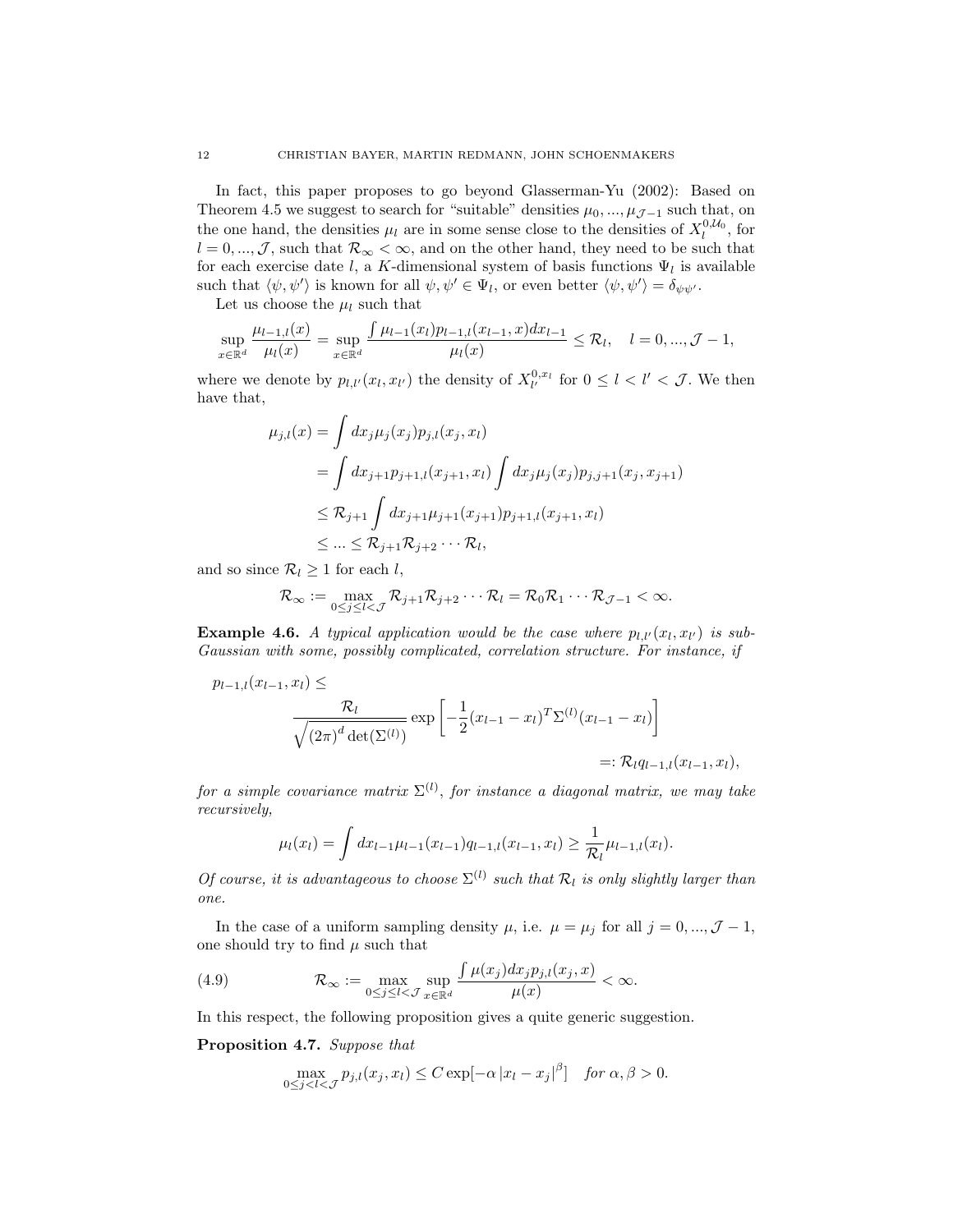In fact, this paper proposes to go beyond Glasserman-Yu (2002): Based on Theorem 4.5 we suggest to search for "suitable" densities $\mu_0, ..., \mu_{\mathcal{J}-1}$ such that, on the one hand, the densities $\mu_l$ are in some sense close to the densities of $X_l^{0,\mathcal{U}_0}$, for $l = 0, ..., \mathcal{J}$, such that $\mathcal{R}_\infty < \infty$, and on the other hand, they need to be such that for each exercise date $l$, a $K$-dimensional system of basis functions $\Psi_l$ is available such that $\langle \psi, \psi' \rangle$ is known for all $\psi, \psi' \in \Psi_l$, or even better $\langle \psi, \psi' \rangle = \delta_{\psi\psi'}$.

Let us choose the $\mu_l$ such that

$$\sup_{x \in \mathbb{R}^d} \frac{\mu_{l-1,l}(x)}{\mu_l(x)} = \sup_{x \in \mathbb{R}^d} \frac{\int \mu_{l-1}(x_l) p_{l-1,l}(x_{l-1}, x) dx_{l-1}}{\mu_l(x)} \leq \mathcal{R}_l, \quad l = 0, ..., \mathcal{J} - 1,$$

where we denote by $p_{l,l'}(x_l, x_{l'})$ the density of $X_{l'}^{0,x_l}$ for $0 \leq l < l' < \mathcal{J}$. We then have that,

$$\begin{aligned}
\mu_{j,l}(x) &= \int dx_j \mu_j(x_j) p_{j,l}(x_j, x_l) \\
&= \int dx_{j+1} p_{j+1,l}(x_{j+1}, x_l) \int dx_j \mu_j(x_j) p_{j,j+1}(x_j, x_{j+1}) \\
&\leq \mathcal{R}_{j+1} \int dx_{j+1} \mu_{j+1}(x_{j+1}) p_{j+1,l}(x_{j+1}, x_l) \\
&\leq ... \leq \mathcal{R}_{j+1} \mathcal{R}_{j+2} \cdots \mathcal{R}_l,
\end{aligned}$$

and so since $\mathcal{R}_l \geq 1$ for each $l$,

$$\mathcal{R}_\infty := \max_{0 \leq j \leq l < \mathcal{J}} \mathcal{R}_{j+1} \mathcal{R}_{j+2} \cdots \mathcal{R}_l = \mathcal{R}_0 \mathcal{R}_1 \cdots \mathcal{R}_{\mathcal{J}-1} < \infty.$$

**Example 4.6.** *A typical application would be the case where $p_{l,l'}(x_l, x_{l'})$ is sub-Gaussian with some, possibly complicated, correlation structure. For instance, if*

$$p_{l-1,l}(x_{l-1}, x_l) \leq \frac{\mathcal{R}_l}{\sqrt{(2\pi)^d \det(\Sigma^{(l)})}} \exp\left[-\frac{1}{2}(x_{l-1} - x_l)^T \Sigma^{(l)} (x_{l-1} - x_l)\right] =: \mathcal{R}_l q_{l-1,l}(x_{l-1}, x_l),$$

*for a simple covariance matrix $\Sigma^{(l)}$, for instance a diagonal matrix, we may take recursively,*

$$\mu_l(x_l) = \int dx_{l-1} \mu_{l-1}(x_{l-1}) q_{l-1,l}(x_{l-1}, x_l) \geq \frac{1}{\mathcal{R}_l} \mu_{l-1,l}(x_l).$$

*Of course, it is advantageous to choose $\Sigma^{(l)}$ such that $\mathcal{R}_l$ is only slightly larger than one.*

In the case of a uniform sampling density $\mu$, i.e. $\mu = \mu_j$ for all $j = 0, ..., \mathcal{J} - 1$, one should try to find $\mu$ such that

$$\mathcal{R}_\infty := \max_{0 \leq j \leq l < \mathcal{J}} \sup_{x \in \mathbb{R}^d} \frac{\int \mu(x_j) dx_j p_{j,l}(x_j, x)}{\mu(x)} < \infty. \tag{4.9}$$

In this respect, the following proposition gives a quite generic suggestion.

**Proposition 4.7.** *Suppose that*

$$\max_{0 \leq j < l < \mathcal{J}} p_{j,l}(x_j, x_l) \leq C \exp[-\alpha |x_l - x_j|^\beta] \quad \textit{for } \alpha, \beta > 0.$$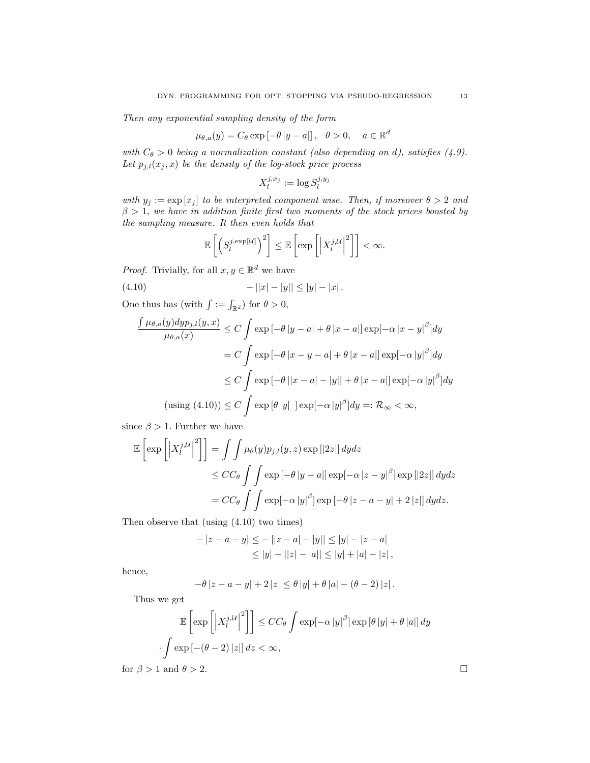*Then any exponential sampling density of the form*

$$\mu_{\theta,a}(y) = C_\theta \exp\left[-\theta\left|y-a\right|\right], \quad \theta > 0, \quad a \in \mathbb{R}^d$$

*with $C_\theta > 0$ being a normalization constant (also depending on $d$), satisfies (4.9). Let $p_{j,l}(x_j, x)$ be the density of the log-stock price process*

$$X_l^{j,x_j} := \log S_l^{j,y_j}$$

*with $y_j := \exp[x_j]$ to be interpreted component wise. Then, if moreover $\theta > 2$ and $\beta > 1$, we have in addition finite first two moments of the stock prices boosted by the sampling measure. It then even holds that*

$$\mathbb{E}\left[\left(S_l^{j,\exp[\mathcal{U}]}\right)^2\right] \leq \mathbb{E}\left[\exp\left[\left|X_l^{j,\mathcal{U}}\right|^2\right]\right] < \infty.$$

*Proof.* Trivially, for all $x, y \in \mathbb{R}^d$ we have

$$-\left|\left|x\right|-\left|y\right|\right| \leq \left|y\right| - \left|x\right|. \tag{4.10}$$

One thus has (with $\int := \int_{\mathbb{R}^d}$) for $\theta > 0$,

$$\begin{aligned}
\frac{\int \mu_{\theta,a}(y)dy p_{j,l}(y,x)}{\mu_{\theta,a}(x)} &\leq C\int \exp\left[-\theta\left|y-a\right| + \theta\left|x-a\right|\right]\exp[-\alpha\left|x-y\right|^\beta]dy \\
&= C\int \exp\left[-\theta\left|x-y-a\right| + \theta\left|x-a\right|\right]\exp[-\alpha\left|y\right|^\beta]dy \\
&\leq C\int \exp\left[-\theta\left|\left|x-a\right|-\left|y\right|\right| + \theta\left|x-a\right|\right]\exp[-\alpha\left|y\right|^\beta]dy \\
\text{(using (4.10))} &\leq C\int \exp\left[\theta\left|y\right|\ \right]\exp[-\alpha\left|y\right|^\beta]dy =: \mathcal{R}_\infty < \infty,
\end{aligned}$$

since $\beta > 1$. Further we have

$$\begin{aligned}
\mathbb{E}\left[\exp\left[\left|X_l^{j,\mathcal{U}}\right|^2\right]\right] &= \int\int \mu_\theta(y)p_{j,l}(y,z)\exp\left[\left|2z\right|\right]dydz \\
&\leq CC_\theta \int\int \exp\left[-\theta\left|y-a\right|\right]\exp[-\alpha\left|z-y\right|^\beta]\exp\left[\left|2z\right|\right]dydz \\
&= CC_\theta \int\int \exp[-\alpha\left|y\right|^\beta]\exp\left[-\theta\left|z-a-y\right| + 2\left|z\right|\right]dydz.
\end{aligned}$$

Then observe that (using (4.10) two times)

$$\begin{aligned}
-\left|z-a-y\right| &\leq -\left|\left|z-a\right|-\left|y\right|\right| \leq \left|y\right| - \left|z-a\right| \\
&\leq \left|y\right| - \left|\left|z\right|-\left|a\right|\right| \leq \left|y\right| + \left|a\right| - \left|z\right|,
\end{aligned}$$

hence,

$$-\theta\left|z-a-y\right| + 2\left|z\right| \leq \theta\left|y\right| + \theta\left|a\right| - (\theta-2)\left|z\right|.$$

Thus we get

$$\mathbb{E}\left[\exp\left[\left|X_l^{j,\mathcal{U}}\right|^2\right]\right] \leq CC_\theta \int \exp[-\alpha\left|y\right|^\beta]\exp\left[\theta\left|y\right| + \theta\left|a\right|\right]dy$$

$$\cdot \int \exp\left[-(\theta-2)\left|z\right|\right]dz < \infty,$$

for $\beta > 1$ and $\theta > 2$. $\square$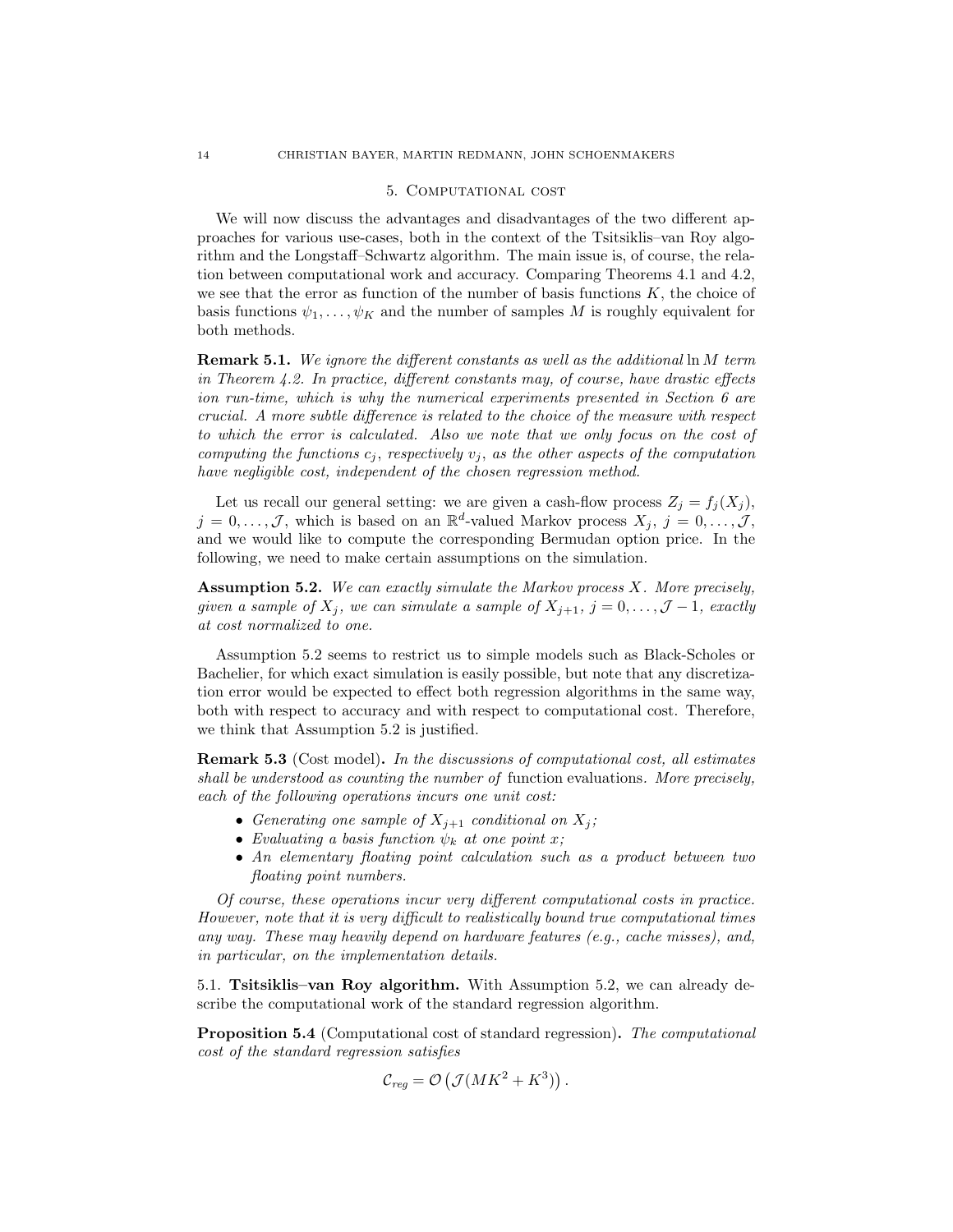## 5. Computational cost

We will now discuss the advantages and disadvantages of the two different approaches for various use-cases, both in the context of the Tsitsiklis–van Roy algorithm and the Longstaff–Schwartz algorithm. The main issue is, of course, the relation between computational work and accuracy. Comparing Theorems 4.1 and 4.2, we see that the error as function of the number of basis functions $K$, the choice of basis functions $\psi_1, \ldots, \psi_K$ and the number of samples $M$ is roughly equivalent for both methods.

**Remark 5.1.** *We ignore the different constants as well as the additional* $\ln M$ *term in Theorem 4.2. In practice, different constants may, of course, have drastic effects ion run-time, which is why the numerical experiments presented in Section 6 are crucial. A more subtle difference is related to the choice of the measure with respect to which the error is calculated. Also we note that we only focus on the cost of computing the functions* $c_j$*, respectively* $v_j$*, as the other aspects of the computation have negligible cost, independent of the chosen regression method.*

Let us recall our general setting: we are given a cash-flow process $Z_j = f_j(X_j)$, $j = 0, \ldots, \mathcal{J}$, which is based on an $\mathbb{R}^d$-valued Markov process $X_j$, $j = 0, \ldots, \mathcal{J}$, and we would like to compute the corresponding Bermudan option price. In the following, we need to make certain assumptions on the simulation.

**Assumption 5.2.** *We can exactly simulate the Markov process* $X$*. More precisely, given a sample of* $X_j$*, we can simulate a sample of* $X_{j+1}$*,* $j = 0, \ldots, \mathcal{J} - 1$*, exactly at cost normalized to one.*

Assumption 5.2 seems to restrict us to simple models such as Black-Scholes or Bachelier, for which exact simulation is easily possible, but note that any discretization error would be expected to effect both regression algorithms in the same way, both with respect to accuracy and with respect to computational cost. Therefore, we think that Assumption 5.2 is justified.

**Remark 5.3** (Cost model)**.** *In the discussions of computational cost, all estimates shall be understood as counting the number of* function evaluations*. More precisely, each of the following operations incurs one unit cost:*

- *Generating one sample of* $X_{j+1}$ *conditional on* $X_j$*;*
- *Evaluating a basis function* $\psi_k$ *at one point* $x$*;*
- *An elementary floating point calculation such as a product between two floating point numbers.*

*Of course, these operations incur very different computational costs in practice. However, note that it is very difficult to realistically bound true computational times any way. These may heavily depend on hardware features (e.g., cache misses), and, in particular, on the implementation details.*

5.1. **Tsitsiklis–van Roy algorithm.** With Assumption 5.2, we can already describe the computational work of the standard regression algorithm.

**Proposition 5.4** (Computational cost of standard regression)**.** *The computational cost of the standard regression satisfies*

$$\mathcal{C}_{reg} = \mathcal{O}\left(\mathcal{J}(MK^2 + K^3)\right).$$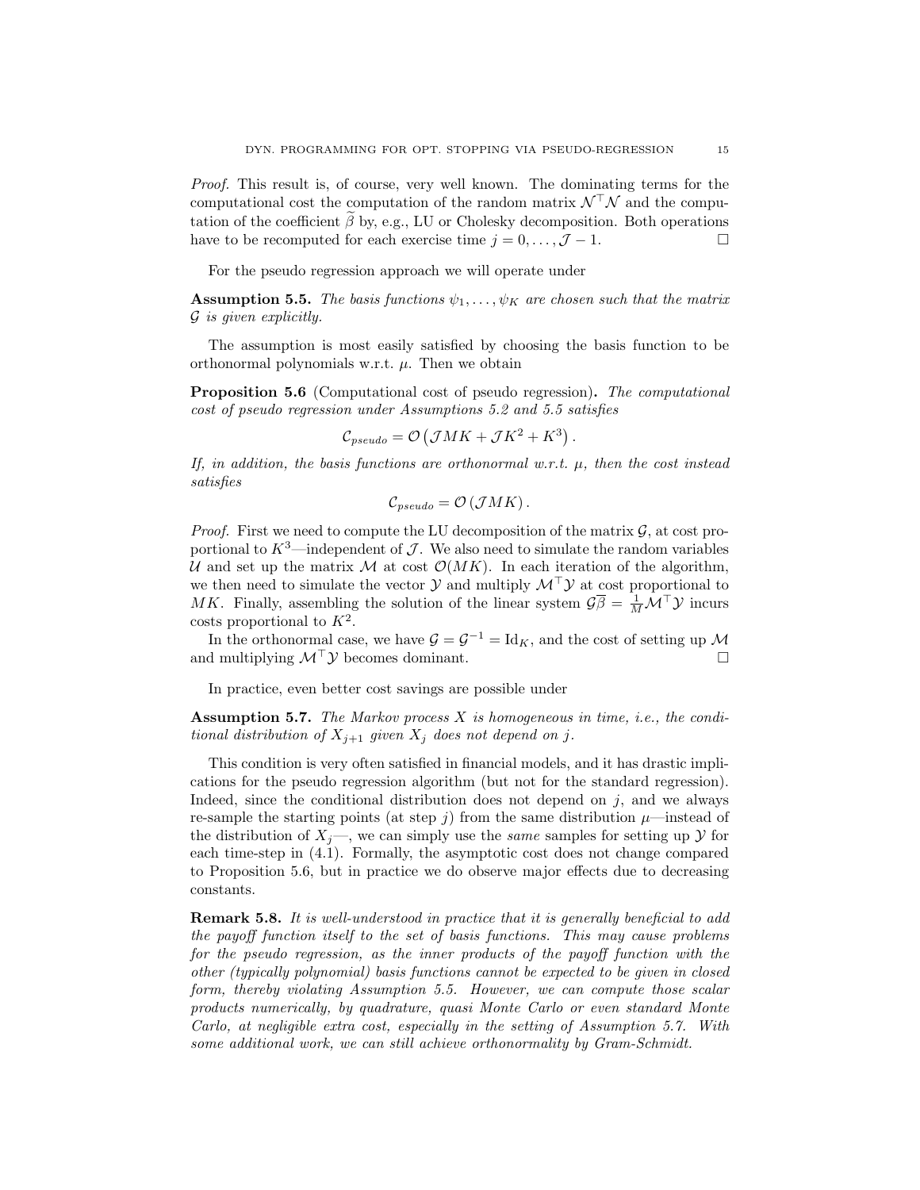*Proof.* This result is, of course, very well known. The dominating terms for the computational cost the computation of the random matrix $\mathcal{N}^\top \mathcal{N}$ and the computation of the coefficient $\widetilde{\beta}$ by, e.g., LU or Cholesky decomposition. Both operations have to be recomputed for each exercise time $j = 0, \dots, \mathcal{J} - 1$. ☐

For the pseudo regression approach we will operate under

**Assumption 5.5.** *The basis functions $\psi_1, \dots, \psi_K$ are chosen such that the matrix $\mathcal{G}$ is given explicitly.*

The assumption is most easily satisfied by choosing the basis function to be orthonormal polynomials w.r.t. $\mu$. Then we obtain

**Proposition 5.6** (Computational cost of pseudo regression)**.** *The computational cost of pseudo regression under Assumptions 5.2 and 5.5 satisfies*

$$\mathcal{C}_{pseudo} = \mathcal{O}\left(\mathcal{J} M K + \mathcal{J} K^2 + K^3\right).$$

*If, in addition, the basis functions are orthonormal w.r.t. $\mu$, then the cost instead satisfies*

$$\mathcal{C}_{pseudo} = \mathcal{O}\left(\mathcal{J} M K\right).$$

*Proof.* First we need to compute the LU decomposition of the matrix $\mathcal{G}$, at cost proportional to $K^3$—independent of $\mathcal{J}$. We also need to simulate the random variables $\mathcal{U}$ and set up the matrix $\mathcal{M}$ at cost $\mathcal{O}(MK)$. In each iteration of the algorithm, we then need to simulate the vector $\mathcal{Y}$ and multiply $\mathcal{M}^\top \mathcal{Y}$ at cost proportional to $MK$. Finally, assembling the solution of the linear system $\mathcal{G}\overline{\beta} = \frac{1}{M}\mathcal{M}^\top \mathcal{Y}$ incurs costs proportional to $K^2$.

In the orthonormal case, we have $\mathcal{G} = \mathcal{G}^{-1} = \mathrm{Id}_K$, and the cost of setting up $\mathcal{M}$ and multiplying $\mathcal{M}^\top \mathcal{Y}$ becomes dominant. ☐

In practice, even better cost savings are possible under

**Assumption 5.7.** *The Markov process $X$ is homogeneous in time, i.e., the conditional distribution of $X_{j+1}$ given $X_j$ does not depend on $j$.*

This condition is very often satisfied in financial models, and it has drastic implications for the pseudo regression algorithm (but not for the standard regression). Indeed, since the conditional distribution does not depend on $j$, and we always re-sample the starting points (at step $j$) from the same distribution $\mu$—instead of the distribution of $X_j$—, we can simply use the *same* samples for setting up $\mathcal{Y}$ for each time-step in (4.1). Formally, the asymptotic cost does not change compared to Proposition 5.6, but in practice we do observe major effects due to decreasing constants.

**Remark 5.8.** *It is well-understood in practice that it is generally beneficial to add the payoff function itself to the set of basis functions. This may cause problems for the pseudo regression, as the inner products of the payoff function with the other (typically polynomial) basis functions cannot be expected to be given in closed form, thereby violating Assumption 5.5. However, we can compute those scalar products numerically, by quadrature, quasi Monte Carlo or even standard Monte Carlo, at negligible extra cost, especially in the setting of Assumption 5.7. With some additional work, we can still achieve orthonormality by Gram-Schmidt.*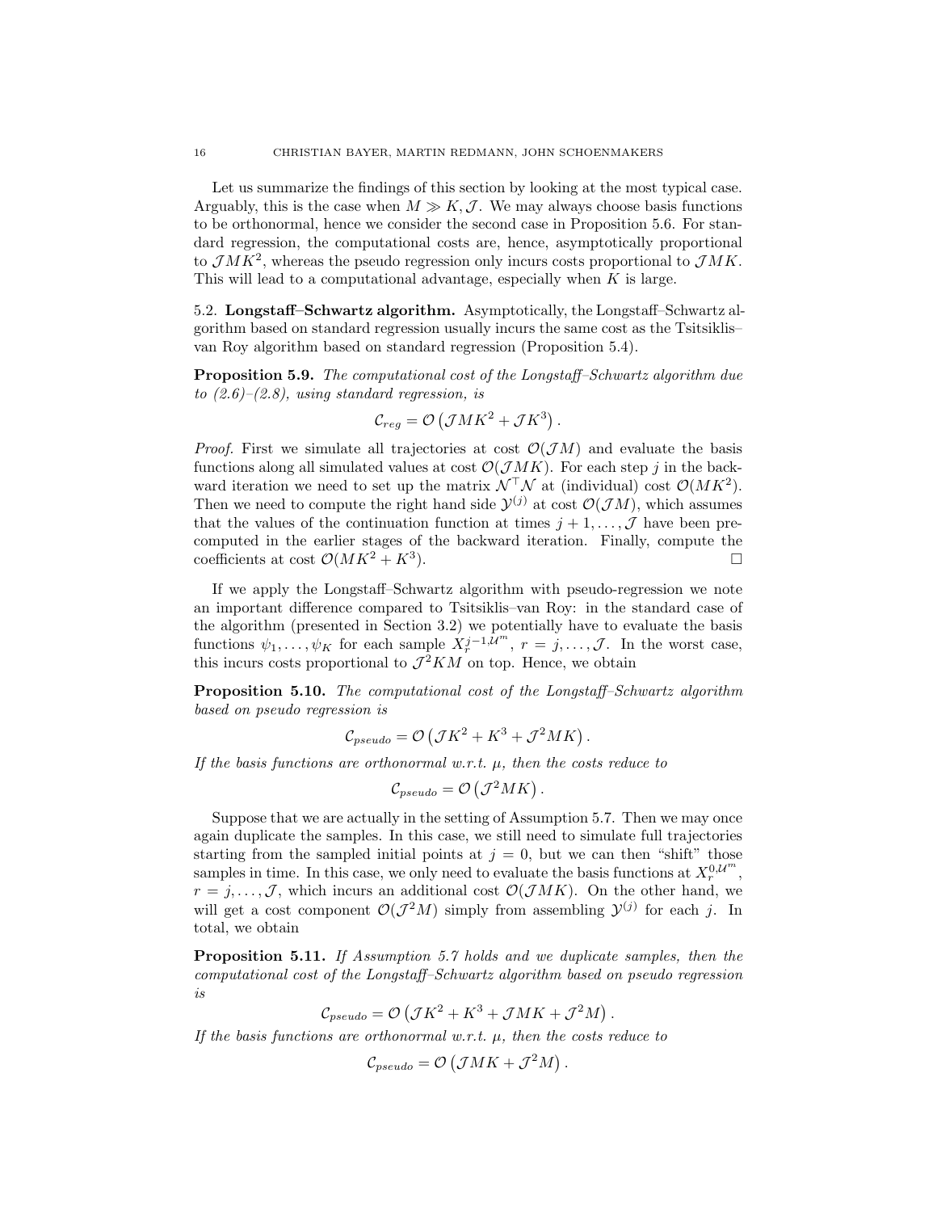Let us summarize the findings of this section by looking at the most typical case. Arguably, this is the case when $M \gg K, \mathcal{J}$. We may always choose basis functions to be orthonormal, hence we consider the second case in Proposition 5.6. For standard regression, the computational costs are, hence, asymptotically proportional to $\mathcal{J}MK^2$, whereas the pseudo regression only incurs costs proportional to $\mathcal{J}MK$. This will lead to a computational advantage, especially when $K$ is large.

### 5.2. Longstaff–Schwartz algorithm.

Asymptotically, the Longstaff–Schwartz algorithm based on standard regression usually incurs the same cost as the Tsitsiklis–van Roy algorithm based on standard regression (Proposition 5.4).

**Proposition 5.9.** *The computational cost of the Longstaff–Schwartz algorithm due to (2.6)–(2.8), using standard regression, is*

$$\mathcal{C}_{reg} = \mathcal{O}\left(\mathcal{J}MK^2 + \mathcal{J}K^3\right).$$

*Proof.* First we simulate all trajectories at cost $\mathcal{O}(\mathcal{J}M)$ and evaluate the basis functions along all simulated values at cost $\mathcal{O}(\mathcal{J}MK)$. For each step $j$ in the backward iteration we need to set up the matrix $\mathcal{N}^\top\mathcal{N}$ at (individual) cost $\mathcal{O}(MK^2)$. Then we need to compute the right hand side $\mathcal{Y}^{(j)}$ at cost $\mathcal{O}(\mathcal{J}M)$, which assumes that the values of the continuation function at times $j+1, \ldots, \mathcal{J}$ have been precomputed in the earlier stages of the backward iteration. Finally, compute the coefficients at cost $\mathcal{O}(MK^2 + K^3)$. □

If we apply the Longstaff–Schwartz algorithm with pseudo-regression we note an important difference compared to Tsitsiklis–van Roy: in the standard case of the algorithm (presented in Section 3.2) we potentially have to evaluate the basis functions $\psi_1, \ldots, \psi_K$ for each sample $X_r^{j-1,\mathcal{U}^m}$, $r = j, \ldots, \mathcal{J}$. In the worst case, this incurs costs proportional to $\mathcal{J}^2KM$ on top. Hence, we obtain

**Proposition 5.10.** *The computational cost of the Longstaff–Schwartz algorithm based on pseudo regression is*

$$\mathcal{C}_{pseudo} = \mathcal{O}\left(\mathcal{J}K^2 + K^3 + \mathcal{J}^2MK\right).$$

*If the basis functions are orthonormal w.r.t. $\mu$, then the costs reduce to*

$$\mathcal{C}_{pseudo} = \mathcal{O}\left(\mathcal{J}^2MK\right).$$

Suppose that we are actually in the setting of Assumption 5.7. Then we may once again duplicate the samples. In this case, we still need to simulate full trajectories starting from the sampled initial points at $j = 0$, but we can then "shift" those samples in time. In this case, we only need to evaluate the basis functions at $X_r^{0,\mathcal{U}^m}$, $r = j, \ldots, \mathcal{J}$, which incurs an additional cost $\mathcal{O}(\mathcal{J}MK)$. On the other hand, we will get a cost component $\mathcal{O}(\mathcal{J}^2M)$ simply from assembling $\mathcal{Y}^{(j)}$ for each $j$. In total, we obtain

**Proposition 5.11.** *If Assumption 5.7 holds and we duplicate samples, then the computational cost of the Longstaff–Schwartz algorithm based on pseudo regression is*

$$\mathcal{C}_{pseudo} = \mathcal{O}\left(\mathcal{J}K^2 + K^3 + \mathcal{J}MK + \mathcal{J}^2M\right).$$

*If the basis functions are orthonormal w.r.t. $\mu$, then the costs reduce to*

$$\mathcal{C}_{pseudo} = \mathcal{O}\left(\mathcal{J}MK + \mathcal{J}^2M\right).$$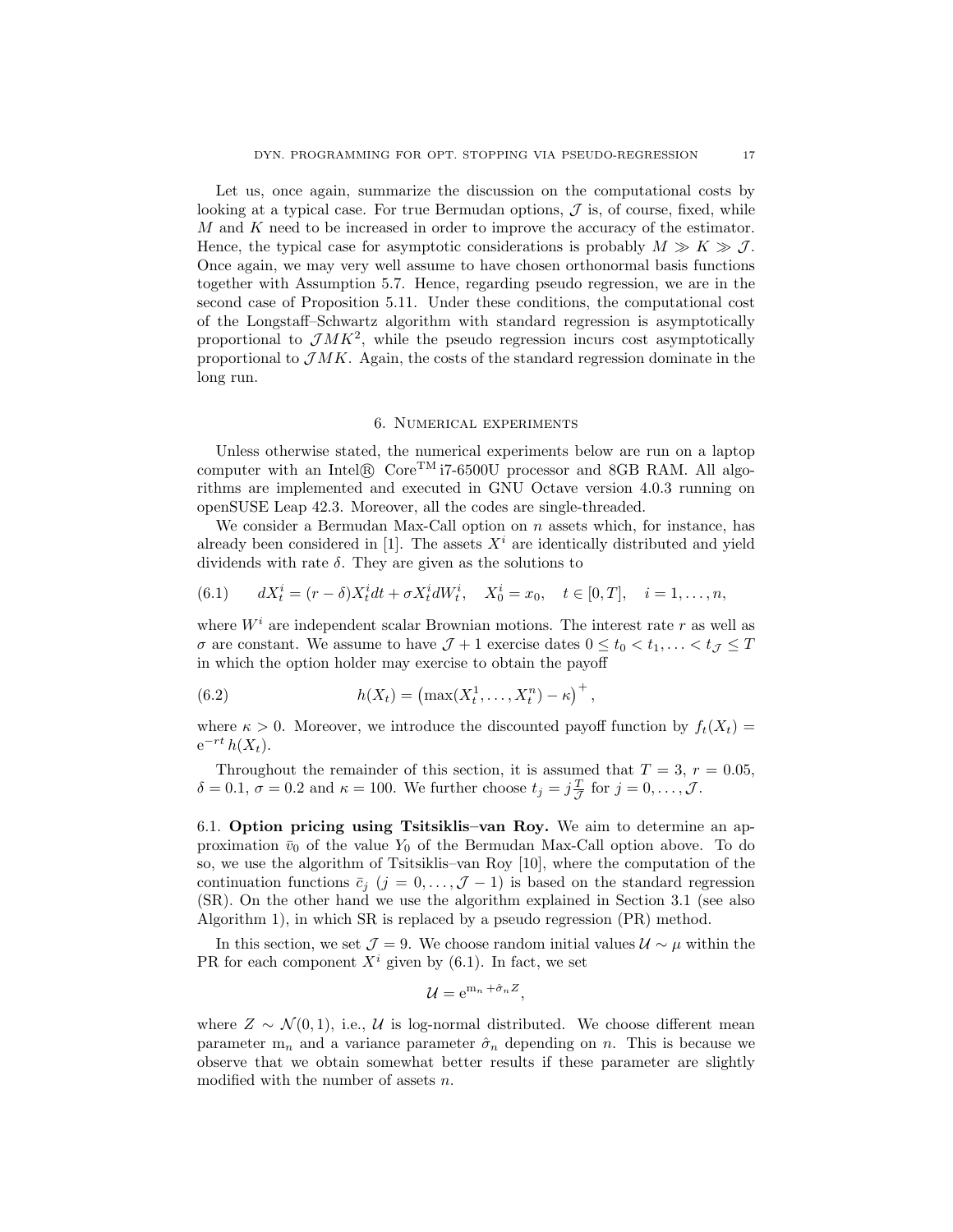Let us, once again, summarize the discussion on the computational costs by looking at a typical case. For true Bermudan options, $\mathcal{J}$ is, of course, fixed, while $M$ and $K$ need to be increased in order to improve the accuracy of the estimator. Hence, the typical case for asymptotic considerations is probably $M \gg K \gg \mathcal{J}$. Once again, we may very well assume to have chosen orthonormal basis functions together with Assumption 5.7. Hence, regarding pseudo regression, we are in the second case of Proposition 5.11. Under these conditions, the computational cost of the Longstaff–Schwartz algorithm with standard regression is asymptotically proportional to $\mathcal{J}MK^2$, while the pseudo regression incurs cost asymptotically proportional to $\mathcal{J}MK$. Again, the costs of the standard regression dominate in the long run.

## 6. Numerical experiments

Unless otherwise stated, the numerical experiments below are run on a laptop computer with an Intel® Core™ i7-6500U processor and 8GB RAM. All algorithms are implemented and executed in GNU Octave version 4.0.3 running on openSUSE Leap 42.3. Moreover, all the codes are single-threaded.

We consider a Bermudan Max-Call option on $n$ assets which, for instance, has already been considered in [1]. The assets $X^i$ are identically distributed and yield dividends with rate $\delta$. They are given as the solutions to

$$dX_t^i = (r - \delta)X_t^i dt + \sigma X_t^i dW_t^i, \quad X_0^i = x_0, \quad t \in [0, T], \quad i = 1, \dots, n, \tag{6.1}$$

where $W^i$ are independent scalar Brownian motions. The interest rate $r$ as well as $\sigma$ are constant. We assume to have $\mathcal{J} + 1$ exercise dates $0 \leq t_0 < t_1, \dots < t_{\mathcal{J}} \leq T$ in which the option holder may exercise to obtain the payoff

$$h(X_t) = \left(\max(X_t^1, \dots, X_t^n) - \kappa\right)^+, \tag{6.2}$$

where $\kappa > 0$. Moreover, we introduce the discounted payoff function by $f_t(X_t) = \mathrm{e}^{-rt} h(X_t)$.

Throughout the remainder of this section, it is assumed that $T = 3$, $r = 0.05$, $\delta = 0.1$, $\sigma = 0.2$ and $\kappa = 100$. We further choose $t_j = j\frac{T}{\mathcal{J}}$ for $j = 0, \dots, \mathcal{J}$.

### 6.1. Option pricing using Tsitsiklis–van Roy.

We aim to determine an approximation $\bar{v}_0$ of the value $Y_0$ of the Bermudan Max-Call option above. To do so, we use the algorithm of Tsitsiklis–van Roy [10], where the computation of the continuation functions $\bar{c}_j$ $(j = 0, \dots, \mathcal{J} - 1)$ is based on the standard regression (SR). On the other hand we use the algorithm explained in Section 3.1 (see also Algorithm 1), in which SR is replaced by a pseudo regression (PR) method.

In this section, we set $\mathcal{J} = 9$. We choose random initial values $\mathcal{U} \sim \mu$ within the PR for each component $X^i$ given by (6.1). In fact, we set

$$\mathcal{U} = \mathrm{e}^{\mathrm{m}_n + \hat{\sigma}_n Z},$$

where $Z \sim \mathcal{N}(0, 1)$, i.e., $\mathcal{U}$ is log-normal distributed. We choose different mean parameter $\mathrm{m}_n$ and a variance parameter $\hat{\sigma}_n$ depending on $n$. This is because we observe that we obtain somewhat better results if these parameter are slightly modified with the number of assets $n$.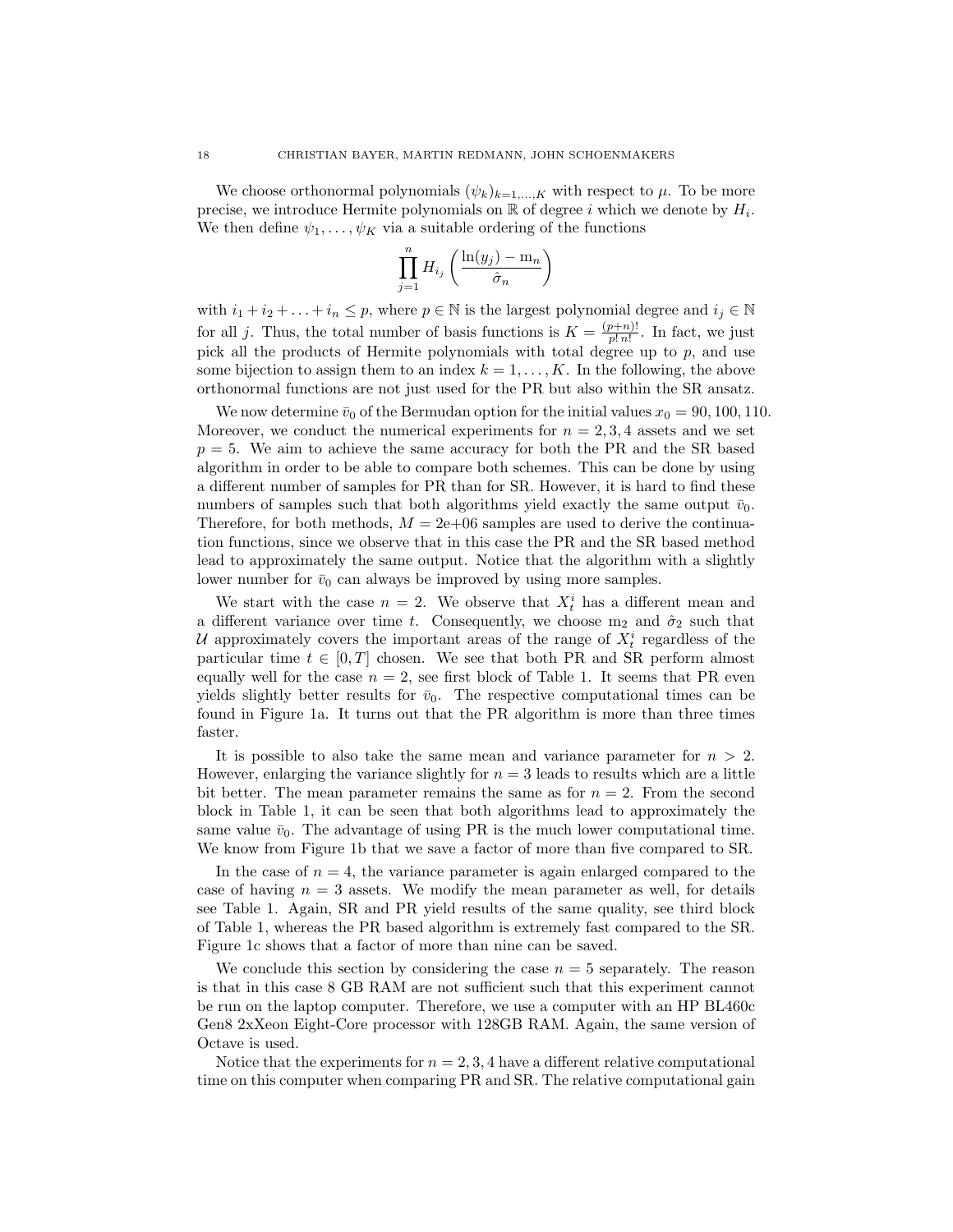We choose orthonormal polynomials $(\psi_k)_{k=1,\dots,K}$ with respect to $\mu$. To be more precise, we introduce Hermite polynomials on $\mathbb{R}$ of degree $i$ which we denote by $H_i$. We then define $\psi_1, \dots, \psi_K$ via a suitable ordering of the functions

$$\prod_{j=1}^{n} H_{i_j}\left(\frac{\ln(y_j) - \mathrm{m}_n}{\hat{\sigma}_n}\right)$$

with $i_1 + i_2 + \ldots + i_n \leq p$, where $p \in \mathbb{N}$ is the largest polynomial degree and $i_j \in \mathbb{N}$ for all $j$. Thus, the total number of basis functions is $K = \frac{(p+n)!}{p!\,n!}$. In fact, we just pick all the products of Hermite polynomials with total degree up to $p$, and use some bijection to assign them to an index $k = 1, \dots, K$. In the following, the above orthonormal functions are not just used for the PR but also within the SR ansatz.

We now determine $\bar{v}_0$ of the Bermudan option for the initial values $x_0 = 90, 100, 110$. Moreover, we conduct the numerical experiments for $n = 2, 3, 4$ assets and we set $p = 5$. We aim to achieve the same accuracy for both the PR and the SR based algorithm in order to be able to compare both schemes. This can be done by using a different number of samples for PR than for SR. However, it is hard to find these numbers of samples such that both algorithms yield exactly the same output $\bar{v}_0$. Therefore, for both methods, $M = 2\text{e}{+}06$ samples are used to derive the continuation functions, since we observe that in this case the PR and the SR based method lead to approximately the same output. Notice that the algorithm with a slightly lower number for $\bar{v}_0$ can always be improved by using more samples.

We start with the case $n = 2$. We observe that $X_t^i$ has a different mean and a different variance over time $t$. Consequently, we choose $\mathrm{m}_2$ and $\hat{\sigma}_2$ such that $\mathcal{U}$ approximately covers the important areas of the range of $X_t^i$ regardless of the particular time $t \in [0, T]$ chosen. We see that both PR and SR perform almost equally well for the case $n = 2$, see first block of Table 1. It seems that PR even yields slightly better results for $\bar{v}_0$. The respective computational times can be found in Figure 1a. It turns out that the PR algorithm is more than three times faster.

It is possible to also take the same mean and variance parameter for $n > 2$. However, enlarging the variance slightly for $n = 3$ leads to results which are a little bit better. The mean parameter remains the same as for $n = 2$. From the second block in Table 1, it can be seen that both algorithms lead to approximately the same value $\bar{v}_0$. The advantage of using PR is the much lower computational time. We know from Figure 1b that we save a factor of more than five compared to SR.

In the case of $n = 4$, the variance parameter is again enlarged compared to the case of having $n = 3$ assets. We modify the mean parameter as well, for details see Table 1. Again, SR and PR yield results of the same quality, see third block of Table 1, whereas the PR based algorithm is extremely fast compared to the SR. Figure 1c shows that a factor of more than nine can be saved.

We conclude this section by considering the case $n = 5$ separately. The reason is that in this case 8 GB RAM are not sufficient such that this experiment cannot be run on the laptop computer. Therefore, we use a computer with an HP BL460c Gen8 2xXeon Eight-Core processor with 128GB RAM. Again, the same version of Octave is used.

Notice that the experiments for $n = 2, 3, 4$ have a different relative computational time on this computer when comparing PR and SR. The relative computational gain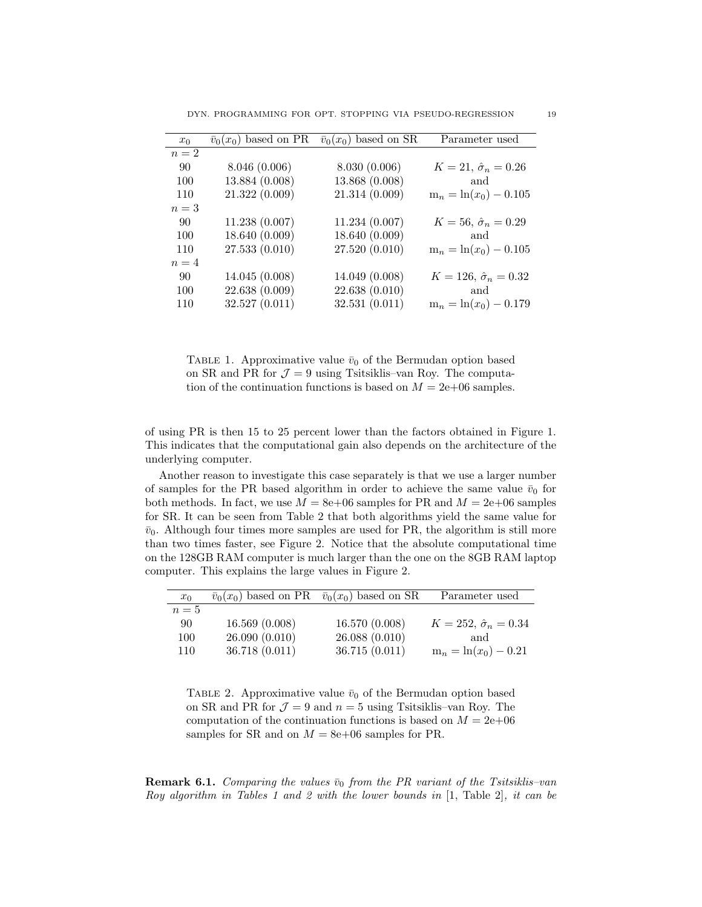| $x_0$ | $\bar{v}_0(x_0)$ based on PR | $\bar{v}_0(x_0)$ based on SR | Parameter used |
|---|---|---|---|
| $n=2$ | | | |
| 90 | 8.046 (0.006) | 8.030 (0.006) | $K=21$, $\hat{\sigma}_n=0.26$ |
| 100 | 13.884 (0.008) | 13.868 (0.008) | and |
| 110 | 21.322 (0.009) | 21.314 (0.009) | $\mathrm{m}_n=\ln(x_0)-0.105$ |
| $n=3$ | | | |
| 90 | 11.238 (0.007) | 11.234 (0.007) | $K=56$, $\hat{\sigma}_n=0.29$ |
| 100 | 18.640 (0.009) | 18.640 (0.009) | and |
| 110 | 27.533 (0.010) | 27.520 (0.010) | $\mathrm{m}_n=\ln(x_0)-0.105$ |
| $n=4$ | | | |
| 90 | 14.045 (0.008) | 14.049 (0.008) | $K=126$, $\hat{\sigma}_n=0.32$ |
| 100 | 22.638 (0.009) | 22.638 (0.010) | and |
| 110 | 32.527 (0.011) | 32.531 (0.011) | $\mathrm{m}_n=\ln(x_0)-0.179$ |

Table 1. Approximative value $\bar{v}_0$ of the Bermudan option based on SR and PR for $\mathcal{J}=9$ using Tsitsiklis–van Roy. The computation of the continuation functions is based on $M=2\text{e}{+}06$ samples.

of using PR is then 15 to 25 percent lower than the factors obtained in Figure 1. This indicates that the computational gain also depends on the architecture of the underlying computer.

Another reason to investigate this case separately is that we use a larger number of samples for the PR based algorithm in order to achieve the same value $\bar{v}_0$ for both methods. In fact, we use $M=8\text{e}{+}06$ samples for PR and $M=2\text{e}{+}06$ samples for SR. It can be seen from Table 2 that both algorithms yield the same value for $\bar{v}_0$. Although four times more samples are used for PR, the algorithm is still more than two times faster, see Figure 2. Notice that the absolute computational time on the 128GB RAM computer is much larger than the one on the 8GB RAM laptop computer. This explains the large values in Figure 2.

| $x_0$ | $\bar{v}_0(x_0)$ based on PR | $\bar{v}_0(x_0)$ based on SR | Parameter used |
|---|---|---|---|
| $n=5$ | | | |
| 90 | 16.569 (0.008) | 16.570 (0.008) | $K=252$, $\hat{\sigma}_n=0.34$ |
| 100 | 26.090 (0.010) | 26.088 (0.010) | and |
| 110 | 36.718 (0.011) | 36.715 (0.011) | $\mathrm{m}_n=\ln(x_0)-0.21$ |

Table 2. Approximative value $\bar{v}_0$ of the Bermudan option based on SR and PR for $\mathcal{J}=9$ and $n=5$ using Tsitsiklis–van Roy. The computation of the continuation functions is based on $M=2\text{e}{+}06$ samples for SR and on $M=8\text{e}{+}06$ samples for PR.

**Remark 6.1.** *Comparing the values $\bar{v}_0$ from the PR variant of the Tsitsiklis–van Roy algorithm in Tables 1 and 2 with the lower bounds in* [1, Table 2]*, it can be*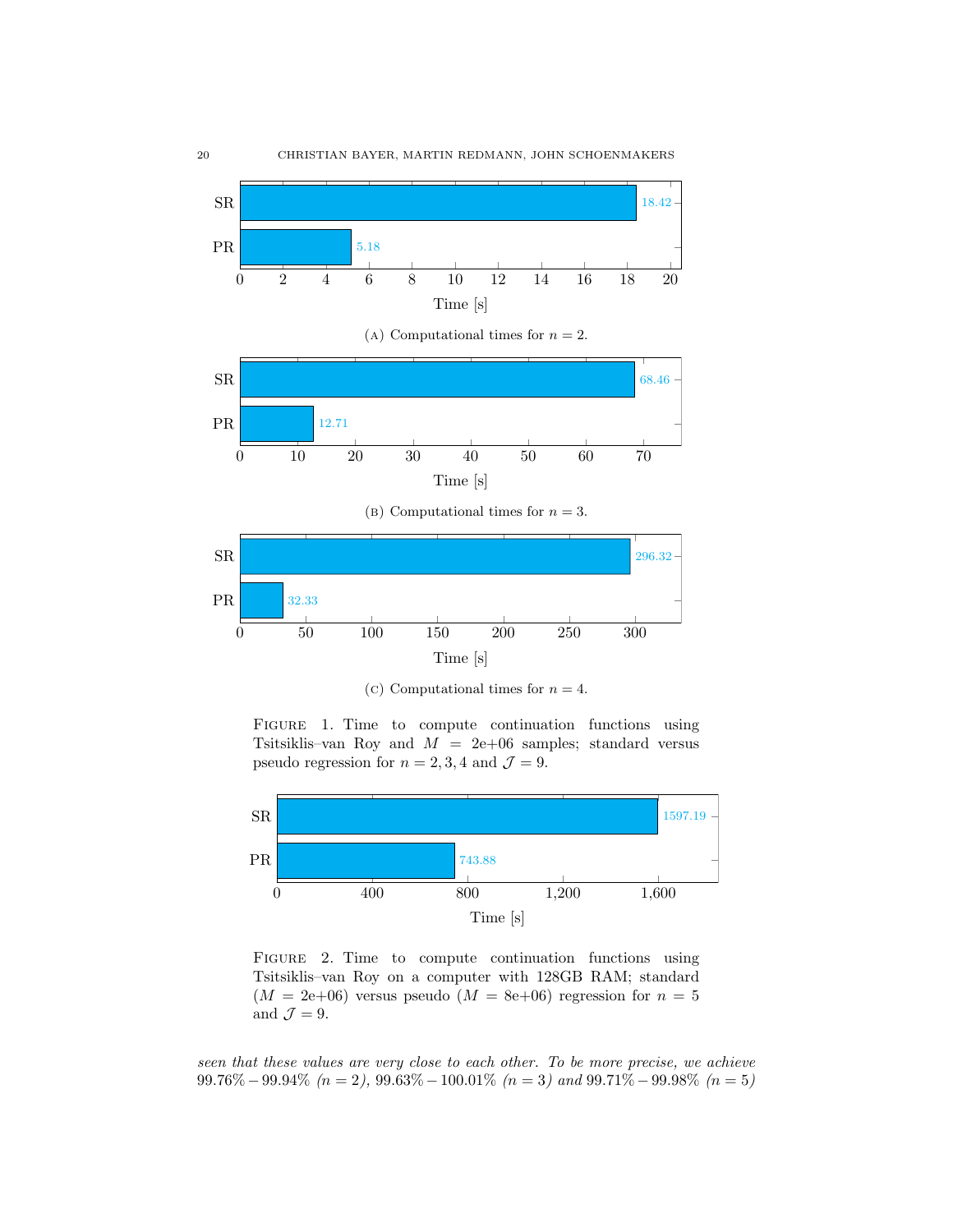(A) Computational times for $n = 2$.

(B) Computational times for $n = 3$.

(C) Computational times for $n = 4$.

FIGURE 1. Time to compute continuation functions using Tsitsiklis–van Roy and $M = 2\text{e}{+}06$ samples; standard versus pseudo regression for $n = 2, 3, 4$ and $\mathcal{J} = 9$.

FIGURE 2. Time to compute continuation functions using Tsitsiklis–van Roy on a computer with 128GB RAM; standard ($M = 2\text{e}{+}06$) versus pseudo ($M = 8\text{e}{+}06$) regression for $n = 5$ and $\mathcal{J} = 9$.

*seen that these values are very close to each other. To be more precise, we achieve* $99.76\% - 99.94\%$ *($n = 2$),* $99.63\% - 100.01\%$ *($n = 3$) and* $99.71\% - 99.98\%$ *($n = 5$)*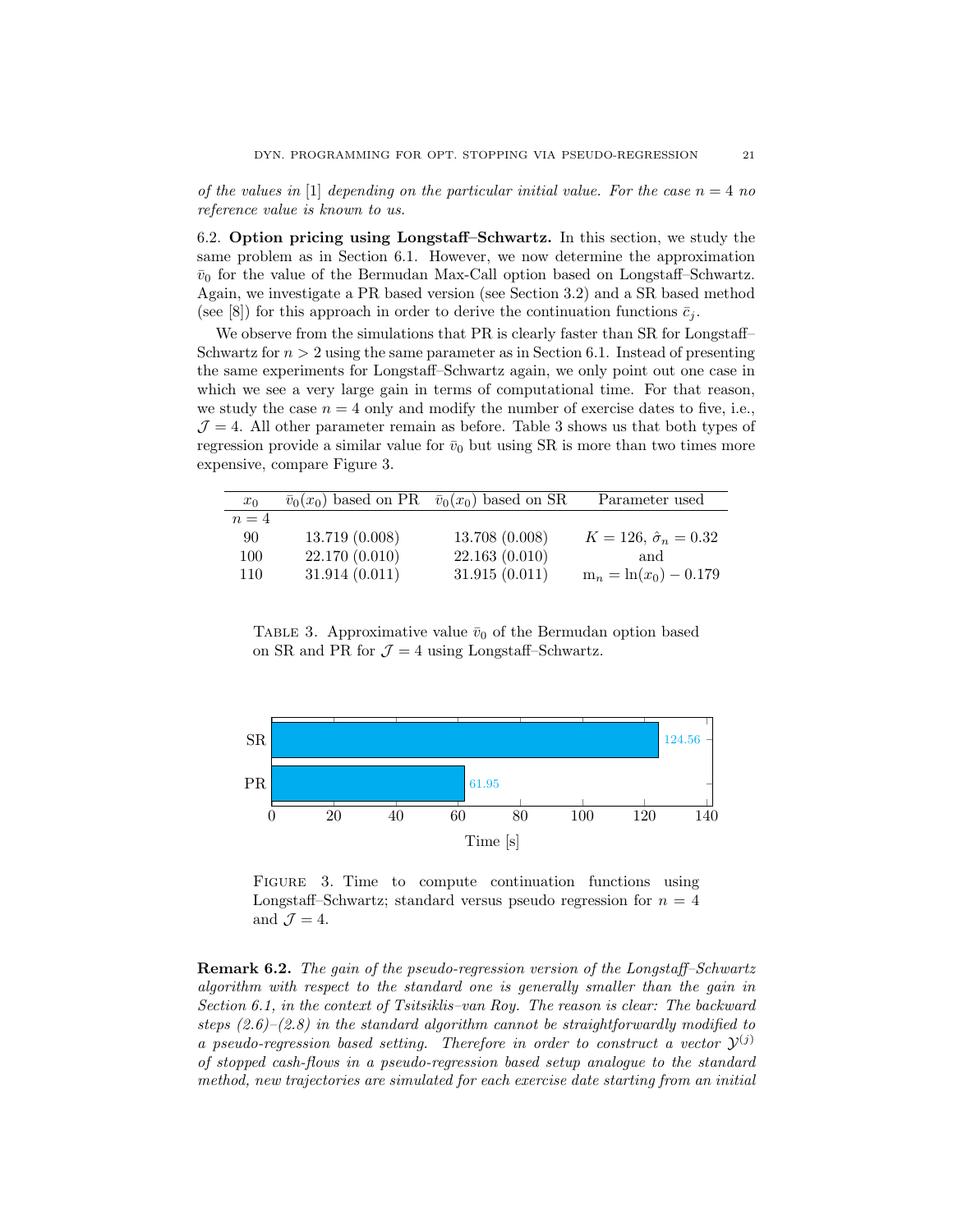*of the values in* [1] *depending on the particular initial value. For the case $n = 4$ no reference value is known to us.*

6.2. **Option pricing using Longstaff–Schwartz.** In this section, we study the same problem as in Section 6.1. However, we now determine the approximation $\bar{v}_0$ for the value of the Bermudan Max-Call option based on Longstaff–Schwartz. Again, we investigate a PR based version (see Section 3.2) and a SR based method (see [8]) for this approach in order to derive the continuation functions $\bar{c}_j$.

We observe from the simulations that PR is clearly faster than SR for Longstaff–Schwartz for $n > 2$ using the same parameter as in Section 6.1. Instead of presenting the same experiments for Longstaff–Schwartz again, we only point out one case in which we see a very large gain in terms of computational time. For that reason, we study the case $n = 4$ only and modify the number of exercise dates to five, i.e., $\mathcal{J} = 4$. All other parameter remain as before. Table 3 shows us that both types of regression provide a similar value for $\bar{v}_0$ but using SR is more than two times more expensive, compare Figure 3.

| $x_0$ | $\bar{v}_0(x_0)$ based on PR | $\bar{v}_0(x_0)$ based on SR | Parameter used |
|---|---|---|---|
| $n = 4$ | | | |
| 90 | 13.719 (0.008) | 13.708 (0.008) | $K = 126$, $\hat{\sigma}_n = 0.32$ |
| 100 | 22.170 (0.010) | 22.163 (0.010) | and |
| 110 | 31.914 (0.011) | 31.915 (0.011) | $\mathrm{m}_n = \ln(x_0) - 0.179$ |

Table 3. Approximative value $\bar{v}_0$ of the Bermudan option based on SR and PR for $\mathcal{J} = 4$ using Longstaff–Schwartz.

| Method | Time [s] |
|---|---|
| SR | 124.56 |
| PR | 61.95 |

Figure 3. Time to compute continuation functions using Longstaff–Schwartz; standard versus pseudo regression for $n = 4$ and $\mathcal{J} = 4$.

**Remark 6.2.** *The gain of the pseudo-regression version of the Longstaff–Schwartz algorithm with respect to the standard one is generally smaller than the gain in Section 6.1, in the context of Tsitsiklis–van Roy. The reason is clear: The backward steps (2.6)–(2.8) in the standard algorithm cannot be straightforwardly modified to a pseudo-regression based setting. Therefore in order to construct a vector $\mathcal{Y}^{(j)}$ of stopped cash-flows in a pseudo-regression based setup analogue to the standard method, new trajectories are simulated for each exercise date starting from an initial*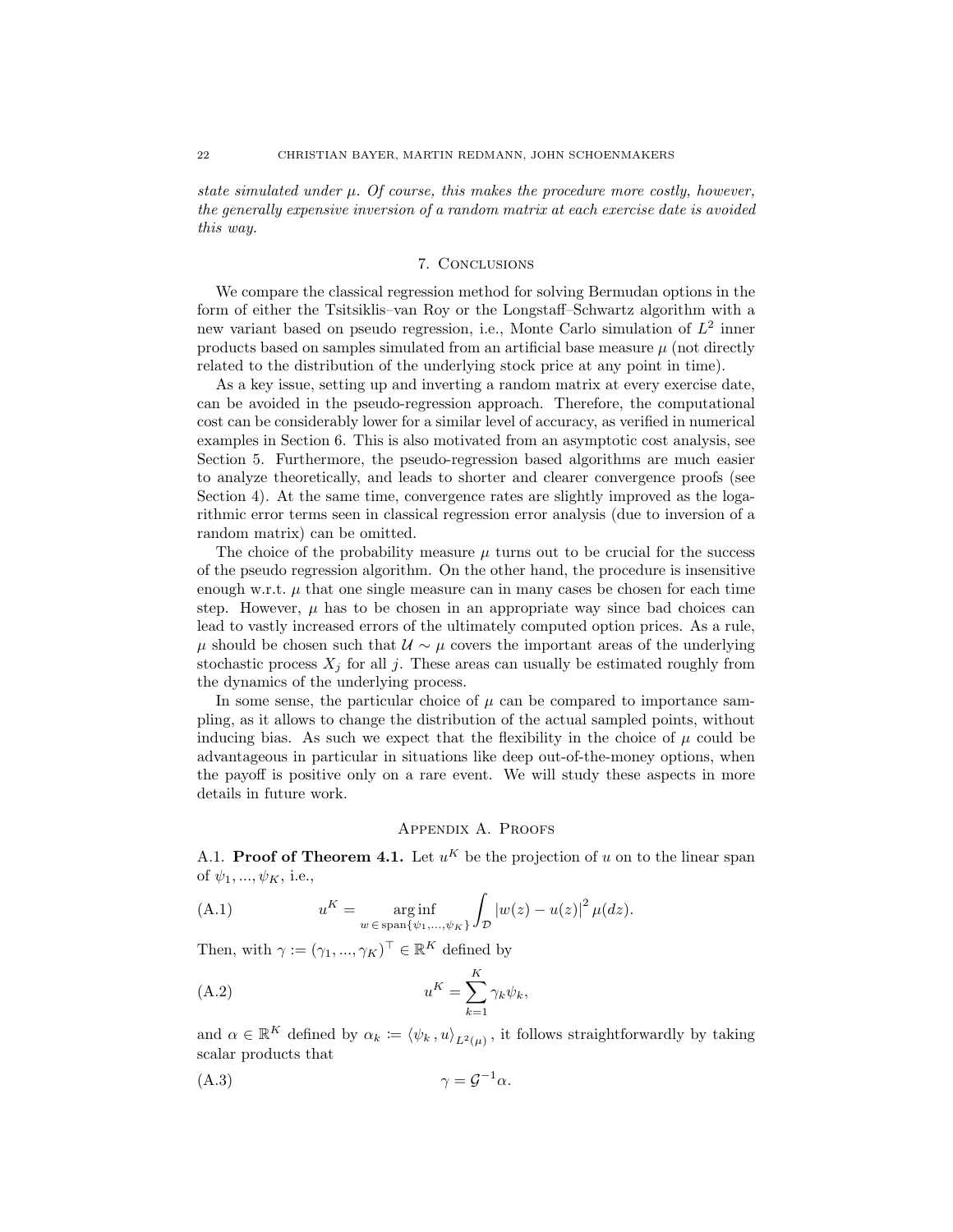*state simulated under $\mu$. Of course, this makes the procedure more costly, however, the generally expensive inversion of a random matrix at each exercise date is avoided this way.*

## 7. Conclusions

We compare the classical regression method for solving Bermudan options in the form of either the Tsitsiklis–van Roy or the Longstaff–Schwartz algorithm with a new variant based on pseudo regression, i.e., Monte Carlo simulation of $L^2$ inner products based on samples simulated from an artificial base measure $\mu$ (not directly related to the distribution of the underlying stock price at any point in time).

As a key issue, setting up and inverting a random matrix at every exercise date, can be avoided in the pseudo-regression approach. Therefore, the computational cost can be considerably lower for a similar level of accuracy, as verified in numerical examples in Section 6. This is also motivated from an asymptotic cost analysis, see Section 5. Furthermore, the pseudo-regression based algorithms are much easier to analyze theoretically, and leads to shorter and clearer convergence proofs (see Section 4). At the same time, convergence rates are slightly improved as the logarithmic error terms seen in classical regression error analysis (due to inversion of a random matrix) can be omitted.

The choice of the probability measure $\mu$ turns out to be crucial for the success of the pseudo regression algorithm. On the other hand, the procedure is insensitive enough w.r.t. $\mu$ that one single measure can in many cases be chosen for each time step. However, $\mu$ has to be chosen in an appropriate way since bad choices can lead to vastly increased errors of the ultimately computed option prices. As a rule, $\mu$ should be chosen such that $\mathcal{U} \sim \mu$ covers the important areas of the underlying stochastic process $X_j$ for all $j$. These areas can usually be estimated roughly from the dynamics of the underlying process.

In some sense, the particular choice of $\mu$ can be compared to importance sampling, as it allows to change the distribution of the actual sampled points, without inducing bias. As such we expect that the flexibility in the choice of $\mu$ could be advantageous in particular in situations like deep out-of-the-money options, when the payoff is positive only on a rare event. We will study these aspects in more details in future work.

## Appendix A. Proofs

A.1. **Proof of Theorem 4.1.** Let $u^K$ be the projection of $u$ on to the linear span of $\psi_1, ..., \psi_K$, i.e.,

$$u^K = \underset{w \in \operatorname{span}\{\psi_1,...,\psi_K\}}{\arg\inf} \int_{\mathcal{D}} |w(z) - u(z)|^2 \, \mu(dz). \tag{A.1}$$

Then, with $\gamma := (\gamma_1, ..., \gamma_K)^\top \in \mathbb{R}^K$ defined by

$$u^K = \sum_{k=1}^{K} \gamma_k \psi_k, \tag{A.2}$$

and $\alpha \in \mathbb{R}^K$ defined by $\alpha_k := \langle \psi_k \,, u \rangle_{L^2(\mu)}$, it follows straightforwardly by taking scalar products that

$$\gamma = \mathcal{G}^{-1} \alpha. \tag{A.3}$$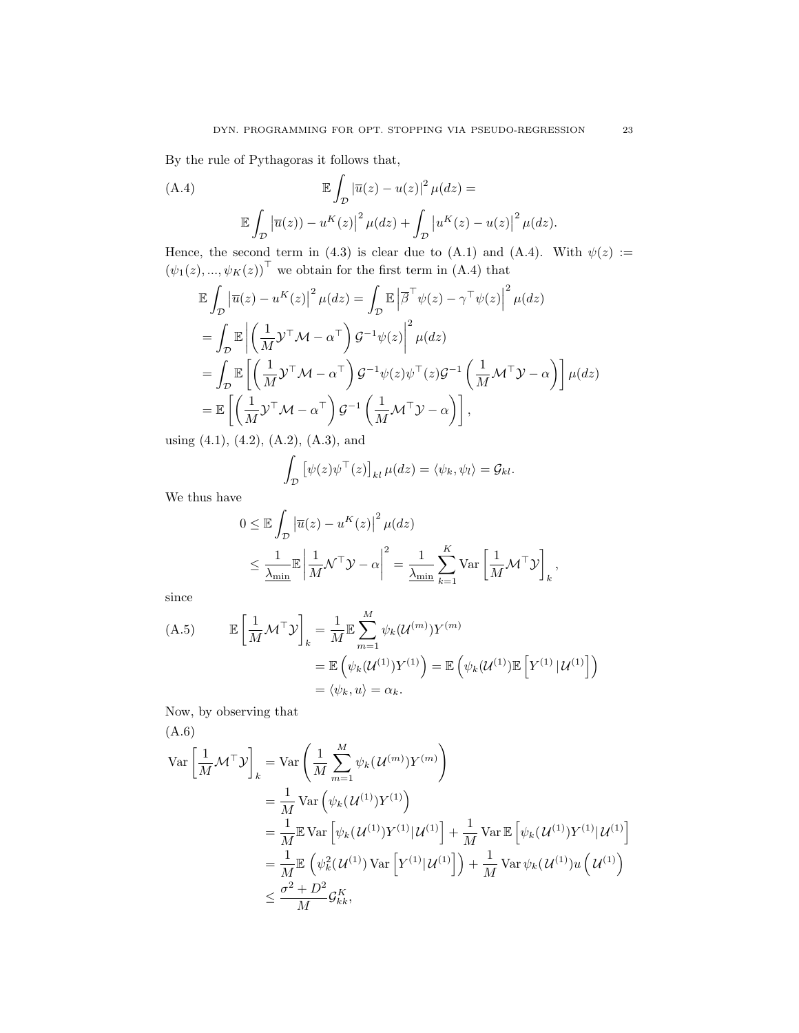By the rule of Pythagoras it follows that,

$$
\mathbb{E}\int_{\mathcal{D}} \left|\overline{u}(z) - u(z)\right|^2 \mu(dz) = \tag{A.4}
$$

$$
\mathbb{E}\int_{\mathcal{D}} \left|\overline{u}(z)) - u^K(z)\right|^2 \mu(dz) + \int_{\mathcal{D}} \left|u^K(z) - u(z)\right|^2 \mu(dz).
$$

Hence, the second term in (4.3) is clear due to (A.1) and (A.4). With $\psi(z) := (\psi_1(z), ..., \psi_K(z))^\top$ we obtain for the first term in (A.4) that

$$
\begin{aligned}
\mathbb{E}\int_{\mathcal{D}} \left|\overline{u}(z) - u^K(z)\right|^2 \mu(dz) &= \int_{\mathcal{D}} \mathbb{E}\left|\overline{\beta}^\top \psi(z) - \gamma^\top \psi(z)\right|^2 \mu(dz) \\
&= \int_{\mathcal{D}} \mathbb{E}\left|\left(\frac{1}{M}\mathcal{Y}^\top \mathcal{M} - \alpha^\top\right)\mathcal{G}^{-1}\psi(z)\right|^2 \mu(dz) \\
&= \int_{\mathcal{D}} \mathbb{E}\left[\left(\frac{1}{M}\mathcal{Y}^\top \mathcal{M} - \alpha^\top\right)\mathcal{G}^{-1}\psi(z)\psi^\top(z)\mathcal{G}^{-1}\left(\frac{1}{M}\mathcal{M}^\top \mathcal{Y} - \alpha\right)\right] \mu(dz) \\
&= \mathbb{E}\left[\left(\frac{1}{M}\mathcal{Y}^\top \mathcal{M} - \alpha^\top\right)\mathcal{G}^{-1}\left(\frac{1}{M}\mathcal{M}^\top \mathcal{Y} - \alpha\right)\right],
\end{aligned}
$$

using (4.1), (4.2), (A.2), (A.3), and

$$
\int_{\mathcal{D}} \left[\psi(z)\psi^\top(z)\right]_{kl} \mu(dz) = \langle \psi_k, \psi_l \rangle = \mathcal{G}_{kl}.
$$

We thus have

$$
\begin{aligned}
0 &\leq \mathbb{E}\int_{\mathcal{D}} \left|\overline{u}(z) - u^K(z)\right|^2 \mu(dz) \\
&\leq \frac{1}{\underline{\lambda_{\min}}}\mathbb{E}\left|\frac{1}{M}\mathcal{N}^\top \mathcal{Y} - \alpha\right|^2 = \frac{1}{\underline{\lambda_{\min}}}\sum_{k=1}^K \operatorname{Var}\left[\frac{1}{M}\mathcal{M}^\top \mathcal{Y}\right]_k,
\end{aligned}
$$

since

$$
\begin{aligned}
\mathbb{E}\left[\frac{1}{M}\mathcal{M}^\top \mathcal{Y}\right]_k &= \frac{1}{M}\mathbb{E}\sum_{m=1}^M \psi_k(\mathcal{U}^{(m)})Y^{(m)} \\
&= \mathbb{E}\left(\psi_k(\mathcal{U}^{(1)})Y^{(1)}\right) = \mathbb{E}\left(\psi_k(\mathcal{U}^{(1)})\mathbb{E}\left[Y^{(1)}\,|\mathcal{U}^{(1)}\right]\right) \\
&= \langle \psi_k, u \rangle = \alpha_k.
\end{aligned} \tag{A.5}
$$

Now, by observing that

$$
\begin{aligned}
\operatorname{Var}\left[\frac{1}{M}\mathcal{M}^\top \mathcal{Y}\right]_k &= \operatorname{Var}\left(\frac{1}{M}\sum_{m=1}^M \psi_k(\mathcal{U}^{(m)})Y^{(m)}\right) \\
&= \frac{1}{M}\operatorname{Var}\left(\psi_k(\mathcal{U}^{(1)})Y^{(1)}\right) \\
&= \frac{1}{M}\mathbb{E}\operatorname{Var}\left[\psi_k(\mathcal{U}^{(1)})Y^{(1)}|\mathcal{U}^{(1)}\right] + \frac{1}{M}\operatorname{Var}\mathbb{E}\left[\psi_k(\mathcal{U}^{(1)})Y^{(1)}|\mathcal{U}^{(1)}\right] \\
&= \frac{1}{M}\mathbb{E}\left(\psi_k^2(\mathcal{U}^{(1)})\operatorname{Var}\left[Y^{(1)}|\mathcal{U}^{(1)}\right]\right) + \frac{1}{M}\operatorname{Var}\psi_k(\mathcal{U}^{(1)})u\left(\mathcal{U}^{(1)}\right) \\
&\leq \frac{\sigma^2 + D^2}{M}\mathcal{G}_{kk}^K,
\end{aligned} \tag{A.6}
$$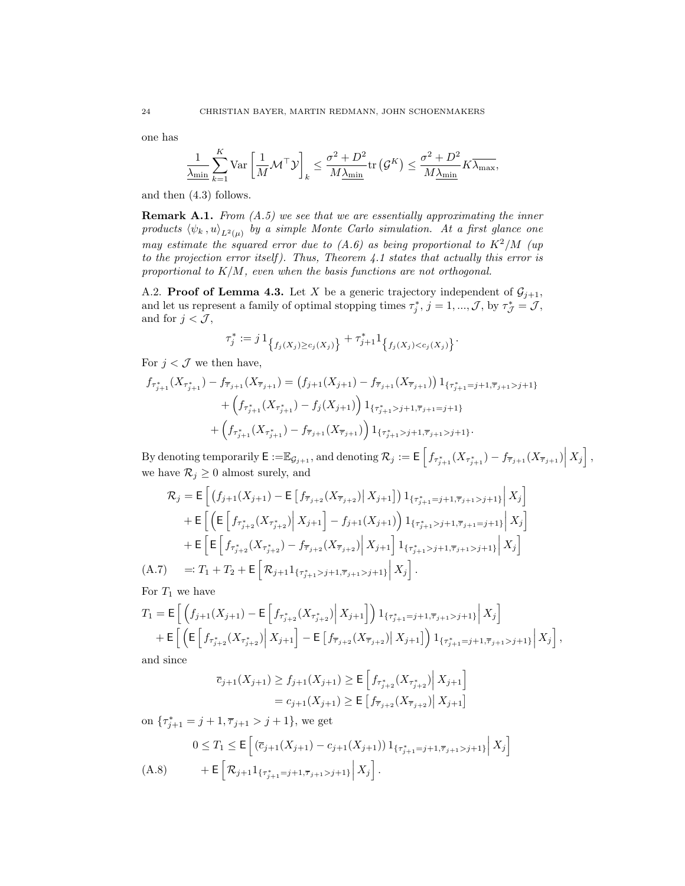one has

$$\frac{1}{\underline{\lambda_{\min}}}\sum_{k=1}^{K}\operatorname{Var}\left[\frac{1}{M}\mathcal{M}^\top\mathcal{Y}\right]_k \leq \frac{\sigma^2+D^2}{M\underline{\lambda_{\min}}}\operatorname{tr}\left(\mathcal{G}^K\right) \leq \frac{\sigma^2+D^2}{M\underline{\lambda_{\min}}}K\overline{\lambda_{\max}},$$

and then (4.3) follows.

**Remark A.1.** *From (A.5) we see that we are essentially approximating the inner products $\langle \psi_k, u\rangle_{L^2(\mu)}$ by a simple Monte Carlo simulation. At a first glance one may estimate the squared error due to (A.6) as being proportional to $K^2/M$ (up to the projection error itself). Thus, Theorem 4.1 states that actually this error is proportional to $K/M$, even when the basis functions are not orthogonal.*

A.2. **Proof of Lemma 4.3.** Let $X$ be a generic trajectory independent of $\mathcal{G}_{j+1}$, and let us represent a family of optimal stopping times $\tau_j^*$, $j = 1, ..., \mathcal{J}$, by $\tau_{\mathcal{J}}^* = \mathcal{J}$, and for $j < \mathcal{J}$,

$$\tau_j^* := j\,1_{\left\{f_j(X_j)\geq c_j(X_j)\right\}} + \tau_{j+1}^* 1_{\left\{f_j(X_j)<c_j(X_j)\right\}}.$$

For $j < \mathcal{J}$ we then have,

$$\begin{aligned}
f_{\tau_{j+1}^*}(X_{\tau_{j+1}^*}) - f_{\overline{\tau}_{j+1}}(X_{\overline{\tau}_{j+1}}) &= \left(f_{j+1}(X_{j+1}) - f_{\overline{\tau}_{j+1}}(X_{\overline{\tau}_{j+1}})\right)1_{\{\tau_{j+1}^*=j+1,\overline{\tau}_{j+1}>j+1\}} \\
&\quad + \left(f_{\tau_{j+1}^*}(X_{\tau_{j+1}^*}) - f_j(X_{j+1})\right)1_{\{\tau_{j+1}^*>j+1,\overline{\tau}_{j+1}=j+1\}} \\
&\quad + \left(f_{\tau_{j+1}^*}(X_{\tau_{j+1}^*}) - f_{\overline{\tau}_{j+1}}(X_{\overline{\tau}_{j+1}})\right)1_{\{\tau_{j+1}^*>j+1,\overline{\tau}_{j+1}>j+1\}}.
\end{aligned}$$

By denoting temporarily $\mathsf{E} := \mathbb{E}_{\mathcal{G}_{j+1}}$, and denoting $\mathcal{R}_j := \mathsf{E}\left[\left.f_{\tau_{j+1}^*}(X_{\tau_{j+1}^*}) - f_{\overline{\tau}_{j+1}}(X_{\overline{\tau}_{j+1}})\right| X_j\right]$, we have $\mathcal{R}_j \geq 0$ almost surely, and

$$\begin{aligned}
\mathcal{R}_j &= \mathsf{E}\left[\left.\left(f_{j+1}(X_{j+1}) - \mathsf{E}\left[\left.f_{\overline{\tau}_{j+2}}(X_{\overline{\tau}_{j+2}})\right| X_{j+1}\right]\right)1_{\{\tau_{j+1}^*=j+1,\overline{\tau}_{j+1}>j+1\}}\right| X_j\right] \\
&\quad + \mathsf{E}\left[\left.\left(\mathsf{E}\left[\left.f_{\tau_{j+2}^*}(X_{\tau_{j+2}^*})\right| X_{j+1}\right] - f_{j+1}(X_{j+1})\right)1_{\{\tau_{j+1}^*>j+1,\overline{\tau}_{j+1}=j+1\}}\right| X_j\right] \\
&\quad + \mathsf{E}\left[\left.\mathsf{E}\left[\left.f_{\tau_{j+2}^*}(X_{\tau_{j+2}^*}) - f_{\overline{\tau}_{j+2}}(X_{\overline{\tau}_{j+2}})\right| X_{j+1}\right]1_{\{\tau_{j+1}^*>j+1,\overline{\tau}_{j+1}>j+1\}}\right| X_j\right] \\
&=: T_1 + T_2 + \mathsf{E}\left[\left.\mathcal{R}_{j+1}1_{\{\tau_{j+1}^*>j+1,\overline{\tau}_{j+1}>j+1\}}\right| X_j\right].
\end{aligned} \tag{A.7}$$

For $T_1$ we have

$$\begin{aligned}
T_1 &= \mathsf{E}\left[\left.\left(f_{j+1}(X_{j+1}) - \mathsf{E}\left[\left.f_{\tau_{j+2}^*}(X_{\tau_{j+2}^*})\right| X_{j+1}\right]\right)1_{\{\tau_{j+1}^*=j+1,\overline{\tau}_{j+1}>j+1\}}\right| X_j\right] \\
&\quad + \mathsf{E}\left[\left.\left(\mathsf{E}\left[\left.f_{\tau_{j+2}^*}(X_{\tau_{j+2}^*})\right| X_{j+1}\right] - \mathsf{E}\left[\left.f_{\overline{\tau}_{j+2}}(X_{\overline{\tau}_{j+2}})\right| X_{j+1}\right]\right)1_{\{\tau_{j+1}^*=j+1,\overline{\tau}_{j+1}>j+1\}}\right| X_j\right],
\end{aligned}$$

and since

$$\begin{aligned}
\overline{c}_{j+1}(X_{j+1}) \geq f_{j+1}(X_{j+1}) &\geq \mathsf{E}\left[\left.f_{\tau_{j+2}^*}(X_{\tau_{j+2}^*})\right| X_{j+1}\right] \\
&= c_{j+1}(X_{j+1}) \geq \mathsf{E}\left[\left.f_{\overline{\tau}_{j+2}}(X_{\overline{\tau}_{j+2}})\right| X_{j+1}\right]
\end{aligned}$$

on $\{\tau_{j+1}^* = j+1, \overline{\tau}_{j+1} > j+1\}$, we get

$$\begin{aligned}
0 \leq T_1 &\leq \mathsf{E}\left[\left.\left(\overline{c}_{j+1}(X_{j+1}) - c_{j+1}(X_{j+1})\right)1_{\{\tau_{j+1}^*=j+1,\overline{\tau}_{j+1}>j+1\}}\right| X_j\right] \\
&\quad + \mathsf{E}\left[\left.\mathcal{R}_{j+1}1_{\{\tau_{j+1}^*=j+1,\overline{\tau}_{j+1}>j+1\}}\right| X_j\right].
\end{aligned} \tag{A.8}$$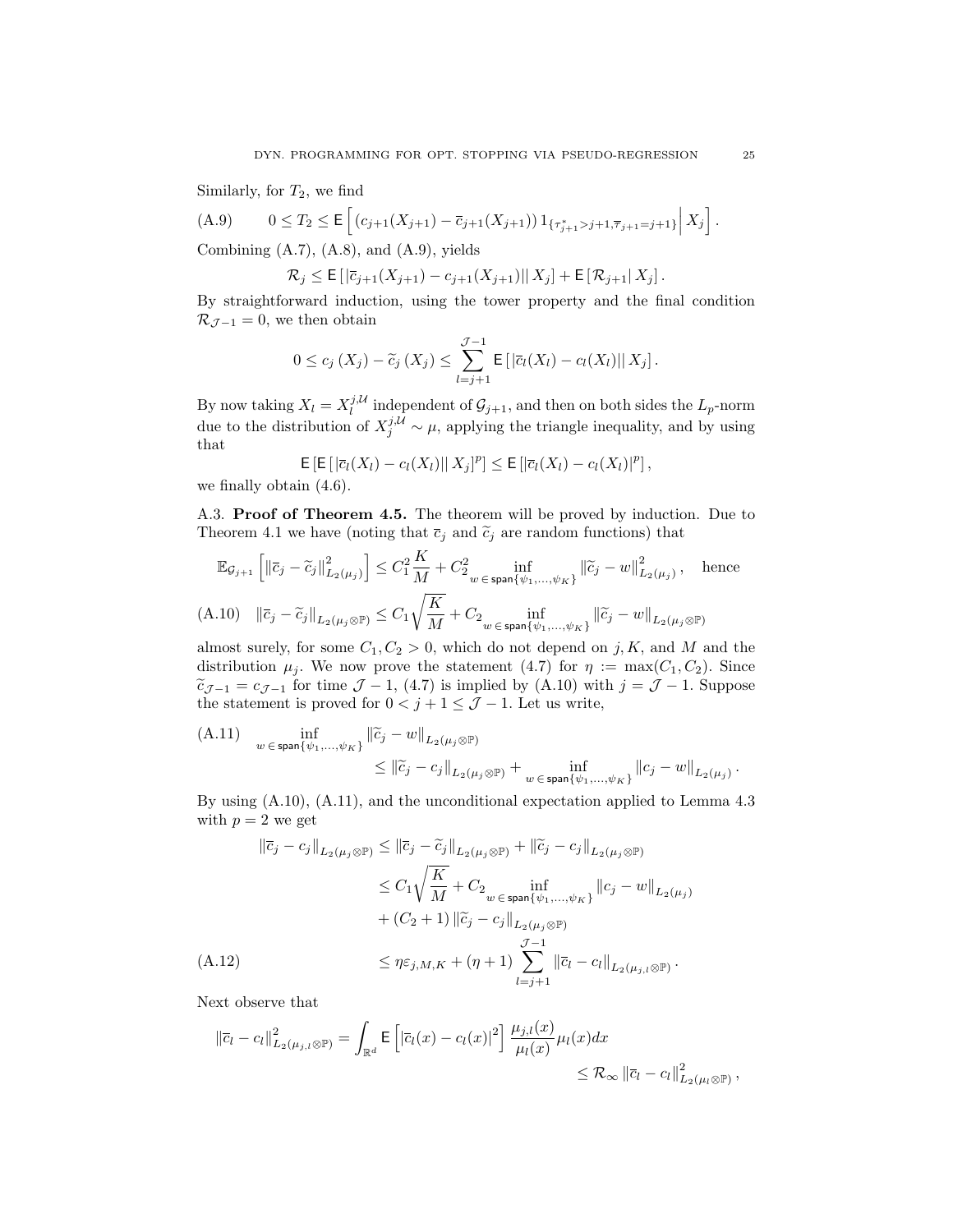Similarly, for $T_2$, we find

$$0 \leq T_2 \leq \mathsf{E}\left[ \left(c_{j+1}(X_{j+1}) - \overline{c}_{j+1}(X_{j+1})\right) 1_{\{\tau^*_{j+1} > j+1, \overline{\tau}_{j+1} = j+1\}} \middle| X_j \right]. \tag{A.9}$$

Combining (A.7), (A.8), and (A.9), yields

$$\mathcal{R}_j \leq \mathsf{E}\left[ \left| \overline{c}_{j+1}(X_{j+1}) - c_{j+1}(X_{j+1}) \right| \middle| X_j \right] + \mathsf{E}\left[ \mathcal{R}_{j+1} \middle| X_j \right].$$

By straightforward induction, using the tower property and the final condition $\mathcal{R}_{\mathcal{J}-1} = 0$, we then obtain

$$0 \leq c_j\left(X_j\right) - \widetilde{c}_j\left(X_j\right) \leq \sum_{l=j+1}^{\mathcal{J}-1} \mathsf{E}\left[ \left| \overline{c}_l(X_l) - c_l(X_l) \right| \middle| X_j \right].$$

By now taking $X_l = X_l^{j,\mathcal{U}}$ independent of $\mathcal{G}_{j+1}$, and then on both sides the $L_p$-norm due to the distribution of $X_j^{j,\mathcal{U}} \sim \mu$, applying the triangle inequality, and by using that

$$\mathsf{E}\left[ \mathsf{E}\left[ \left| \overline{c}_l(X_l) - c_l(X_l) \right| \middle| X_j \right]^p \right] \leq \mathsf{E}\left[ \left| \overline{c}_l(X_l) - c_l(X_l) \right|^p \right],$$

we finally obtain (4.6).

A.3. **Proof of Theorem 4.5.** The theorem will be proved by induction. Due to Theorem 4.1 we have (noting that $\overline{c}_j$ and $\widetilde{c}_j$ are random functions) that

$$\mathbb{E}_{\mathcal{G}_{j+1}}\left[ \left\| \overline{c}_j - \widetilde{c}_j \right\|^2_{L_2(\mu_j)} \right] \leq C_1^2 \frac{K}{M} + C_2^2 \inf_{w \,\in\, \mathsf{span}\{\psi_1,\ldots,\psi_K\}} \left\| \widetilde{c}_j - w \right\|^2_{L_2(\mu_j)}, \quad \text{hence}$$

$$\left\| \overline{c}_j - \widetilde{c}_j \right\|_{L_2(\mu_j \otimes \mathbb{P})} \leq C_1 \sqrt{\frac{K}{M}} + C_2 \inf_{w \,\in\, \mathsf{span}\{\psi_1,\ldots,\psi_K\}} \left\| \widetilde{c}_j - w \right\|_{L_2(\mu_j \otimes \mathbb{P})} \tag{A.10}$$

almost surely, for some $C_1, C_2 > 0$, which do not depend on $j, K$, and $M$ and the distribution $\mu_j$. We now prove the statement (4.7) for $\eta := \max(C_1, C_2)$. Since $\widetilde{c}_{\mathcal{J}-1} = c_{\mathcal{J}-1}$ for time $\mathcal{J}-1$, (4.7) is implied by (A.10) with $j = \mathcal{J}-1$. Suppose the statement is proved for $0 < j+1 \leq \mathcal{J}-1$. Let us write,

$$\begin{aligned} &\inf_{w \,\in\, \mathsf{span}\{\psi_1,\ldots,\psi_K\}} \left\| \widetilde{c}_j - w \right\|_{L_2(\mu_j \otimes \mathbb{P})} \\ &\qquad\qquad \leq \left\| \widetilde{c}_j - c_j \right\|_{L_2(\mu_j \otimes \mathbb{P})} + \inf_{w \,\in\, \mathsf{span}\{\psi_1,\ldots,\psi_K\}} \left\| c_j - w \right\|_{L_2(\mu_j)}. \end{aligned} \tag{A.11}$$

By using (A.10), (A.11), and the unconditional expectation applied to Lemma 4.3 with $p = 2$ we get

$$\begin{aligned} \left\| \overline{c}_j - c_j \right\|_{L_2(\mu_j \otimes \mathbb{P})} &\leq \left\| \overline{c}_j - \widetilde{c}_j \right\|_{L_2(\mu_j \otimes \mathbb{P})} + \left\| \widetilde{c}_j - c_j \right\|_{L_2(\mu_j \otimes \mathbb{P})} \\ &\leq C_1 \sqrt{\frac{K}{M}} + C_2 \inf_{w \,\in\, \mathsf{span}\{\psi_1,\ldots,\psi_K\}} \left\| c_j - w \right\|_{L_2(\mu_j)} \\ &\quad + (C_2 + 1) \left\| \widetilde{c}_j - c_j \right\|_{L_2(\mu_j \otimes \mathbb{P})} \\ &\leq \eta \varepsilon_{j,M,K} + (\eta + 1) \sum_{l=j+1}^{\mathcal{J}-1} \left\| \overline{c}_l - c_l \right\|_{L_2(\mu_{j,l} \otimes \mathbb{P})}. \end{aligned} \tag{A.12}$$

Next observe that

$$\begin{aligned} \left\| \overline{c}_l - c_l \right\|^2_{L_2(\mu_{j,l} \otimes \mathbb{P})} = \int_{\mathbb{R}^d} \mathsf{E}\left[ \left| \overline{c}_l(x) - c_l(x) \right|^2 \right] \frac{\mu_{j,l}(x)}{\mu_l(x)} \mu_l(x) dx \\ \leq \mathcal{R}_\infty \left\| \overline{c}_l - c_l \right\|^2_{L_2(\mu_l \otimes \mathbb{P})}, \end{aligned}$$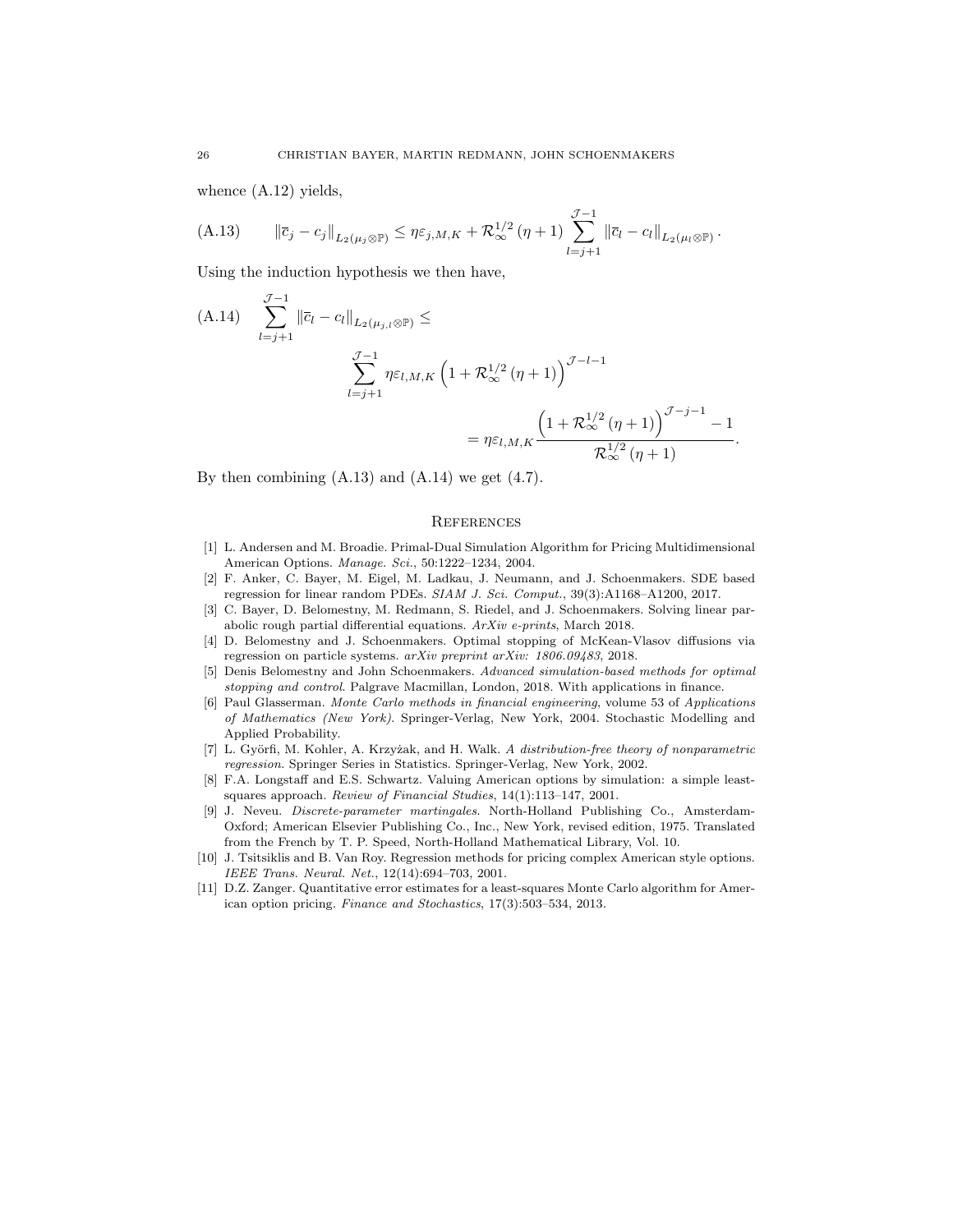whence (A.12) yields,

$$\left\|\overline{c}_j - c_j\right\|_{L_2(\mu_j \otimes \mathbb{P})} \leq \eta \varepsilon_{j,M,K} + \mathcal{R}_\infty^{1/2} (\eta + 1) \sum_{l=j+1}^{\mathcal{J}-1} \left\|\overline{c}_l - c_l\right\|_{L_2(\mu_l \otimes \mathbb{P})}. \tag{A.13}$$

Using the induction hypothesis we then have,

$$\begin{aligned} \sum_{l=j+1}^{\mathcal{J}-1} \left\|\overline{c}_l - c_l\right\|_{L_2(\mu_{j,l} \otimes \mathbb{P})} &\leq \\ &\sum_{l=j+1}^{\mathcal{J}-1} \eta \varepsilon_{l,M,K} \left(1 + \mathcal{R}_\infty^{1/2} (\eta + 1)\right)^{\mathcal{J}-l-1} \\ &\qquad = \eta \varepsilon_{l,M,K} \frac{\left(1 + \mathcal{R}_\infty^{1/2} (\eta + 1)\right)^{\mathcal{J}-j-1} - 1}{\mathcal{R}_\infty^{1/2} (\eta + 1)}. \end{aligned} \tag{A.14}$$

By then combining (A.13) and (A.14) we get (4.7).

## References

[1] L. Andersen and M. Broadie. Primal-Dual Simulation Algorithm for Pricing Multidimensional American Options. *Manage. Sci.*, 50:1222–1234, 2004.

[2] F. Anker, C. Bayer, M. Eigel, M. Ladkau, J. Neumann, and J. Schoenmakers. SDE based regression for linear random PDEs. *SIAM J. Sci. Comput.*, 39(3):A1168–A1200, 2017.

[3] C. Bayer, D. Belomestny, M. Redmann, S. Riedel, and J. Schoenmakers. Solving linear parabolic rough partial differential equations. *ArXiv e-prints*, March 2018.

[4] D. Belomestny and J. Schoenmakers. Optimal stopping of McKean-Vlasov diffusions via regression on particle systems. *arXiv preprint arXiv: 1806.09483*, 2018.

[5] Denis Belomestny and John Schoenmakers. *Advanced simulation-based methods for optimal stopping and control*. Palgrave Macmillan, London, 2018. With applications in finance.

[6] Paul Glasserman. *Monte Carlo methods in financial engineering*, volume 53 of *Applications of Mathematics (New York)*. Springer-Verlag, New York, 2004. Stochastic Modelling and Applied Probability.

[7] L. Györfi, M. Kohler, A. Krzyżak, and H. Walk. *A distribution-free theory of nonparametric regression*. Springer Series in Statistics. Springer-Verlag, New York, 2002.

[8] F.A. Longstaff and E.S. Schwartz. Valuing American options by simulation: a simple least-squares approach. *Review of Financial Studies*, 14(1):113–147, 2001.

[9] J. Neveu. *Discrete-parameter martingales*. North-Holland Publishing Co., Amsterdam-Oxford; American Elsevier Publishing Co., Inc., New York, revised edition, 1975. Translated from the French by T. P. Speed, North-Holland Mathematical Library, Vol. 10.

[10] J. Tsitsiklis and B. Van Roy. Regression methods for pricing complex American style options. *IEEE Trans. Neural. Net.*, 12(14):694–703, 2001.

[11] D.Z. Zanger. Quantitative error estimates for a least-squares Monte Carlo algorithm for American option pricing. *Finance and Stochastics*, 17(3):503–534, 2013.